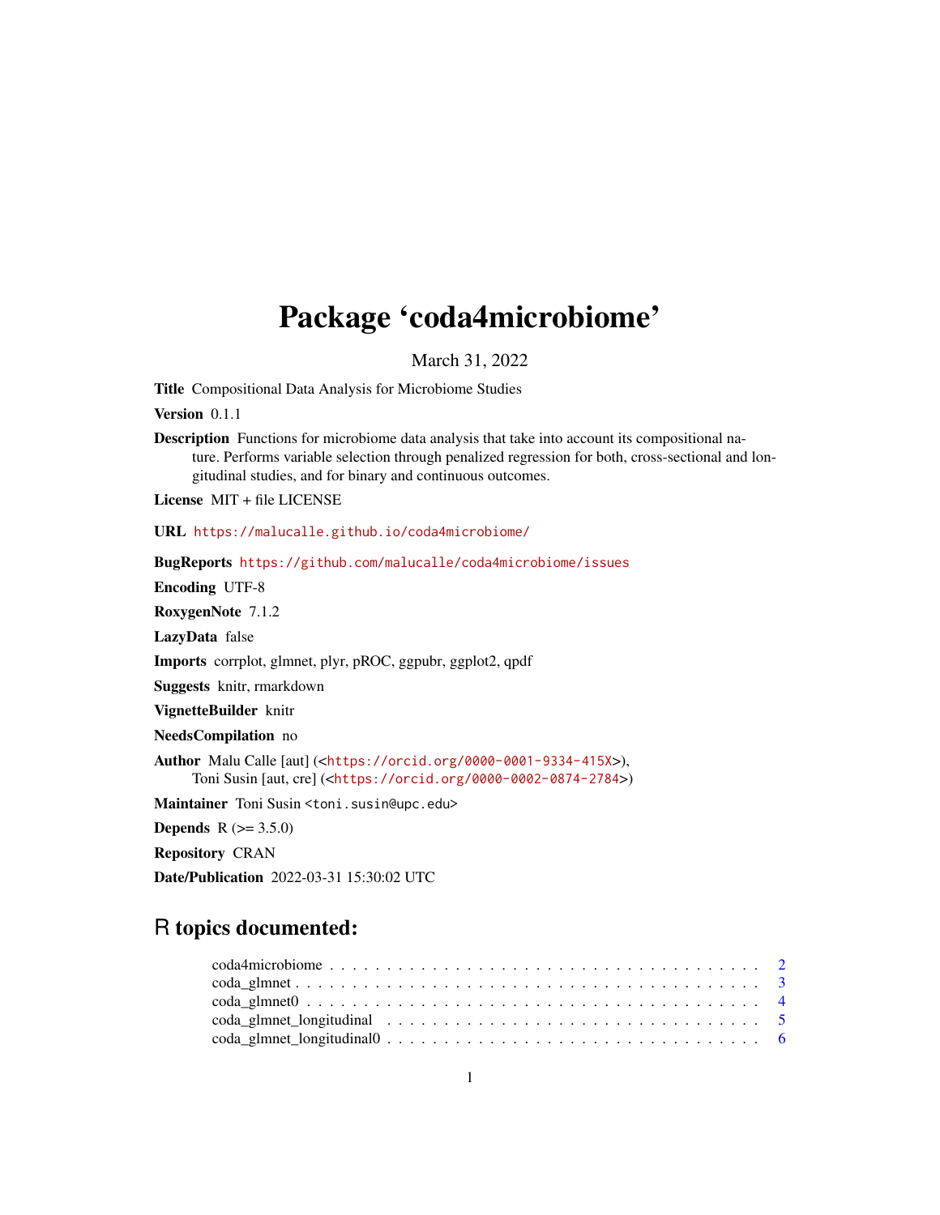# Package 'coda4microbiome'

March 31, 2022

**Title** Compositional Data Analysis for Microbiome Studies

**Version** 0.1.1

**Description** Functions for microbiome data analysis that take into account its compositional nature. Performs variable selection through penalized regression for both, cross-sectional and longitudinal studies, and for binary and continuous outcomes.

**License** MIT + file LICENSE

**URL** https://malucalle.github.io/coda4microbiome/

**BugReports** https://github.com/malucalle/coda4microbiome/issues

**Encoding** UTF-8

**RoxygenNote** 7.1.2

**LazyData** false

**Imports** corrplot, glmnet, plyr, pROC, ggpubr, ggplot2, qpdf

**Suggests** knitr, rmarkdown

**VignetteBuilder** knitr

**NeedsCompilation** no

**Author** Malu Calle [aut] (<https://orcid.org/0000-0001-9334-415X>),
Toni Susin [aut, cre] (<https://orcid.org/0000-0002-0874-2784>)

**Maintainer** Toni Susin <toni.susin@upc.edu>

**Depends** R (>= 3.5.0)

**Repository** CRAN

**Date/Publication** 2022-03-31 15:30:02 UTC

## R topics documented:

coda4microbiome . . . . . . . . . . . . . . . . . . . . . . . . . . . . . . . . . . . . 2
coda_glmnet . . . . . . . . . . . . . . . . . . . . . . . . . . . . . . . . . . . . . . 3
coda_glmnet0 . . . . . . . . . . . . . . . . . . . . . . . . . . . . . . . . . . . . . 4
coda_glmnet_longitudinal . . . . . . . . . . . . . . . . . . . . . . . . . . . . . . . 5
coda_glmnet_longitudinal0 . . . . . . . . . . . . . . . . . . . . . . . . . . . . . . 6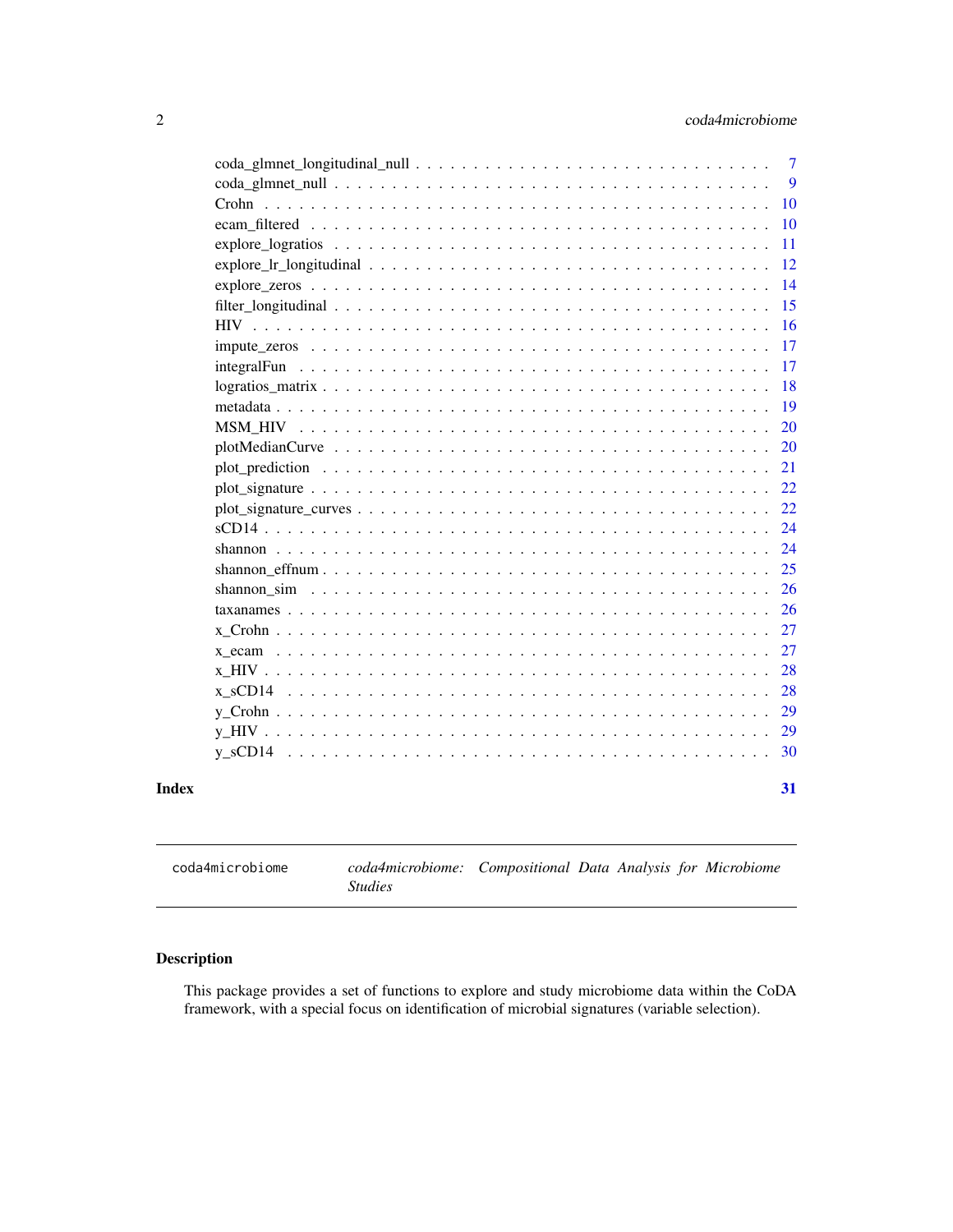| | |
|---|---|
| coda_glmnet_longitudinal_null | 7 |
| coda_glmnet_null | 9 |
| Crohn | 10 |
| ecam_filtered | 10 |
| explore_logratios | 11 |
| explore_lr_longitudinal | 12 |
| explore_zeros | 14 |
| filter_longitudinal | 15 |
| HIV | 16 |
| impute_zeros | 17 |
| integralFun | 17 |
| logratios_matrix | 18 |
| metadata | 19 |
| MSM_HIV | 20 |
| plotMedianCurve | 20 |
| plot_prediction | 21 |
| plot_signature | 22 |
| plot_signature_curves | 22 |
| sCD14 | 24 |
| shannon | 24 |
| shannon_effnum | 25 |
| shannon_sim | 26 |
| taxanames | 26 |
| x_Crohn | 27 |
| x_ecam | 27 |
| x_HIV | 28 |
| x_sCD14 | 28 |
| y_Crohn | 29 |
| y_HIV | 29 |
| y_sCD14 | 30 |

**Index** **31**

---

`coda4microbiome` *coda4microbiome: Compositional Data Analysis for Microbiome Studies*

---

## Description

This package provides a set of functions to explore and study microbiome data within the CoDA framework, with a special focus on identification of microbial signatures (variable selection).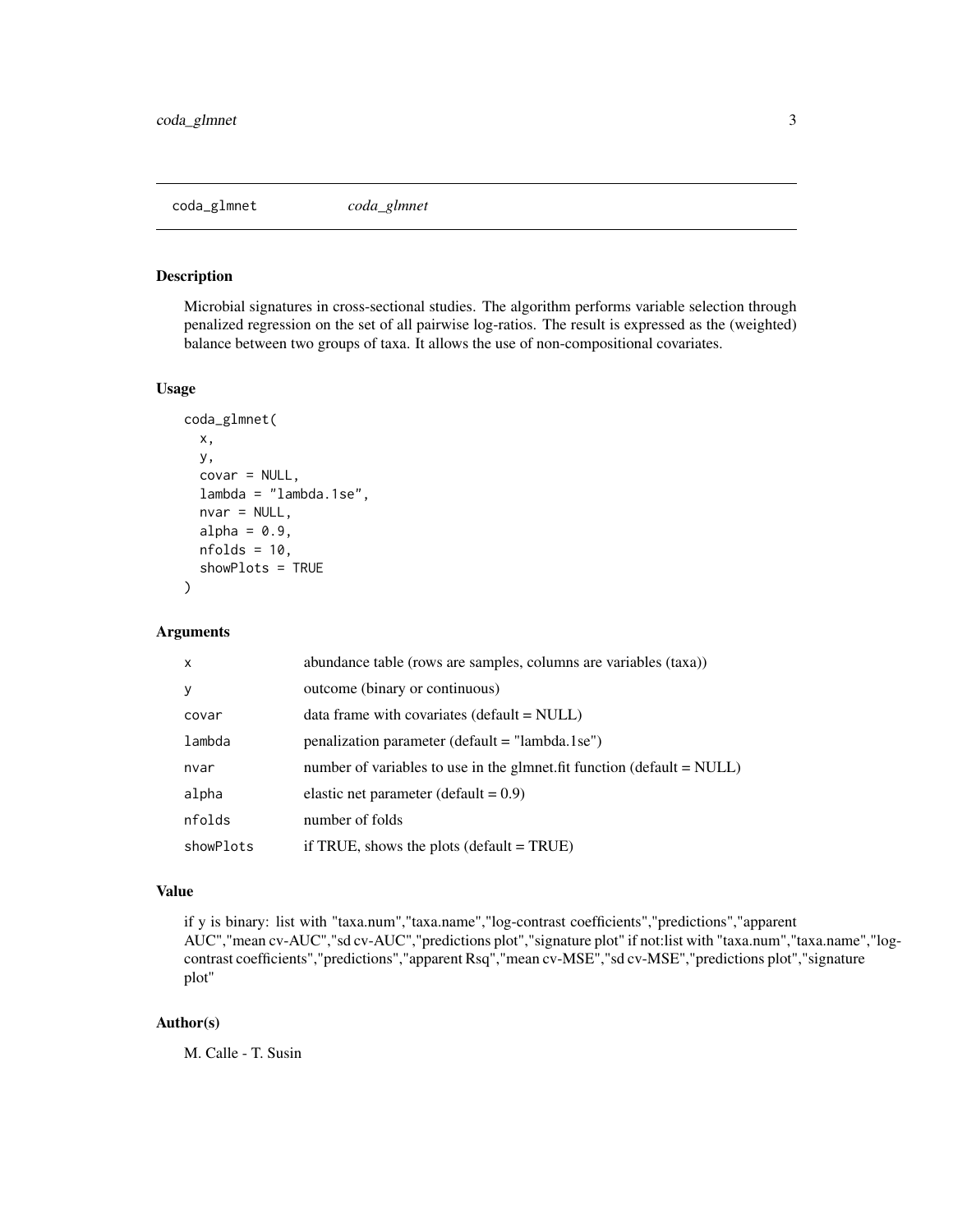## coda_glmnet *coda_glmnet*

### Description

Microbial signatures in cross-sectional studies. The algorithm performs variable selection through penalized regression on the set of all pairwise log-ratios. The result is expressed as the (weighted) balance between two groups of taxa. It allows the use of non-compositional covariates.

### Usage

```
coda_glmnet(
  x,
  y,
  covar = NULL,
  lambda = "lambda.1se",
  nvar = NULL,
  alpha = 0.9,
  nfolds = 10,
  showPlots = TRUE
)
```

### Arguments

| | |
|---|---|
| `x` | abundance table (rows are samples, columns are variables (taxa)) |
| `y` | outcome (binary or continuous) |
| `covar` | data frame with covariates (default = NULL) |
| `lambda` | penalization parameter (default = "lambda.1se") |
| `nvar` | number of variables to use in the glmnet.fit function (default = NULL) |
| `alpha` | elastic net parameter (default = 0.9) |
| `nfolds` | number of folds |
| `showPlots` | if TRUE, shows the plots (default = TRUE) |

### Value

if y is binary: list with "taxa.num","taxa.name","log-contrast coefficients","predictions","apparent AUC","mean cv-AUC","sd cv-AUC","predictions plot","signature plot" if not:list with "taxa.num","taxa.name","log-contrast coefficients","predictions","apparent Rsq","mean cv-MSE","sd cv-MSE","predictions plot","signature plot"

### Author(s)

M. Calle - T. Susin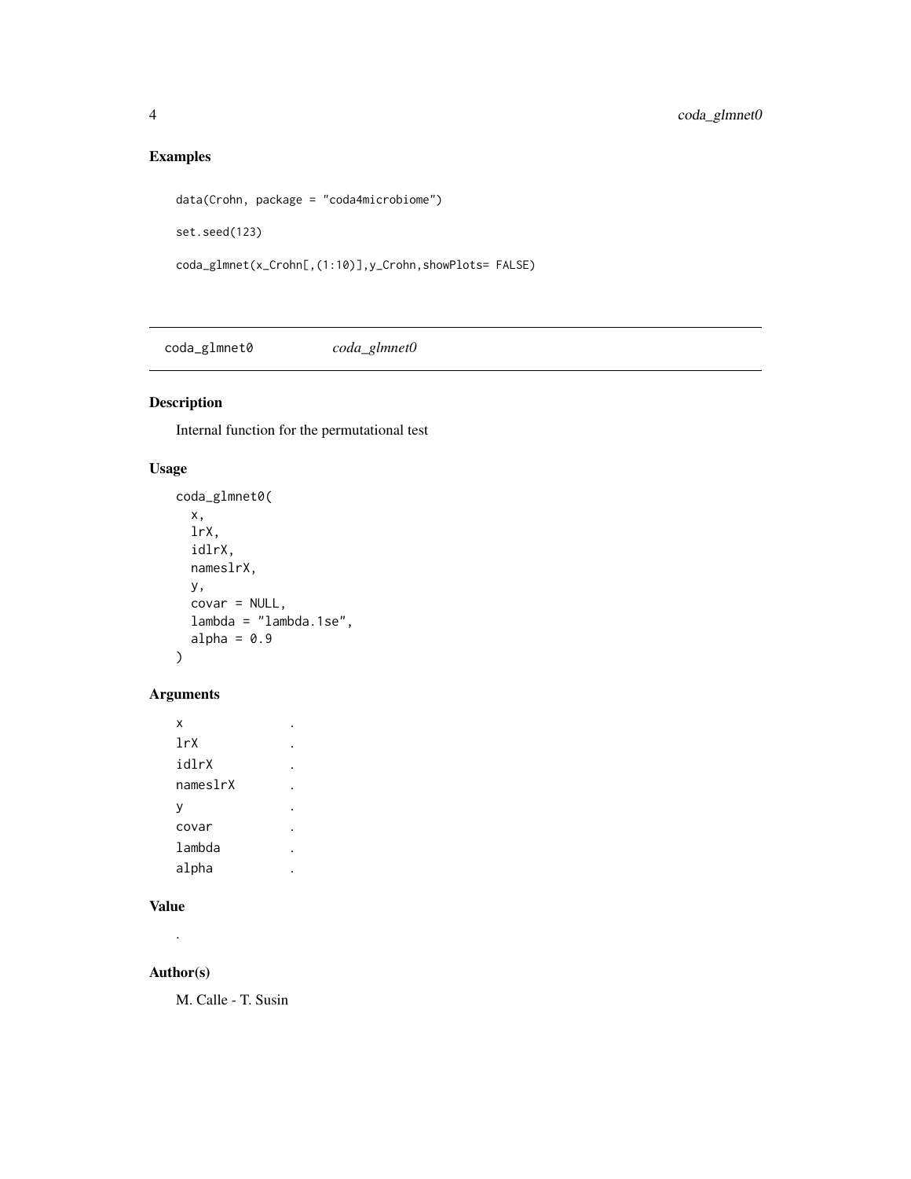## Examples

```
data(Crohn, package = "coda4microbiome")

set.seed(123)

coda_glmnet(x_Crohn[,(1:10)],y_Crohn,showPlots= FALSE)
```

---

# coda_glmnet0 *coda_glmnet0*

## Description

Internal function for the permutational test

## Usage

```
coda_glmnet0(
  x,
  lrX,
  idlrX,
  nameslrX,
  y,
  covar = NULL,
  lambda = "lambda.1se",
  alpha = 0.9
)
```

## Arguments

| | |
|---|---|
| x | . |
| lrX | . |
| idlrX | . |
| nameslrX | . |
| y | . |
| covar | . |
| lambda | . |
| alpha | . |

## Value

.

## Author(s)

M. Calle - T. Susin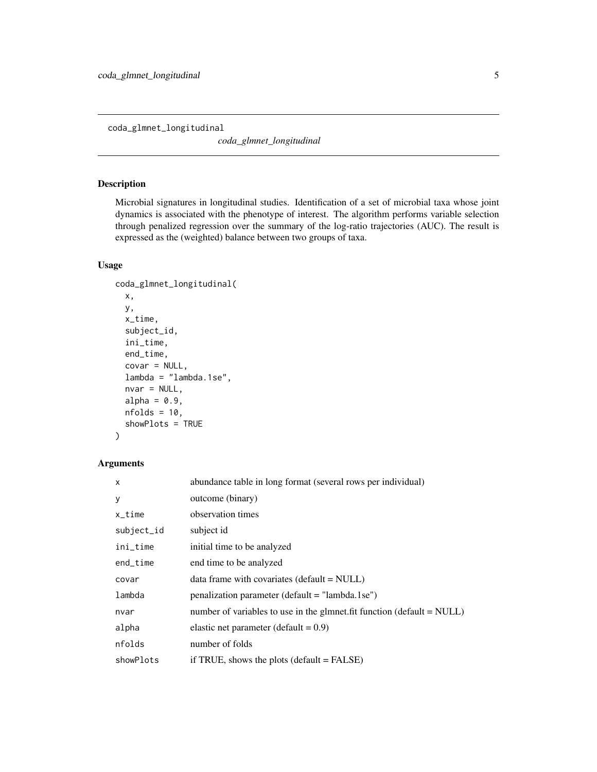coda_glmnet_longitudinal

*coda_glmnet_longitudinal*

### Description

Microbial signatures in longitudinal studies. Identification of a set of microbial taxa whose joint dynamics is associated with the phenotype of interest. The algorithm performs variable selection through penalized regression over the summary of the log-ratio trajectories (AUC). The result is expressed as the (weighted) balance between two groups of taxa.

### Usage

```
coda_glmnet_longitudinal(
  x,
  y,
  x_time,
  subject_id,
  ini_time,
  end_time,
  covar = NULL,
  lambda = "lambda.1se",
  nvar = NULL,
  alpha = 0.9,
  nfolds = 10,
  showPlots = TRUE
)
```

### Arguments

| Argument | Description |
| --- | --- |
| x | abundance table in long format (several rows per individual) |
| y | outcome (binary) |
| x_time | observation times |
| subject_id | subject id |
| ini_time | initial time to be analyzed |
| end_time | end time to be analyzed |
| covar | data frame with covariates (default = NULL) |
| lambda | penalization parameter (default = "lambda.1se") |
| nvar | number of variables to use in the glmnet.fit function (default = NULL) |
| alpha | elastic net parameter (default = 0.9) |
| nfolds | number of folds |
| showPlots | if TRUE, shows the plots (default = FALSE) |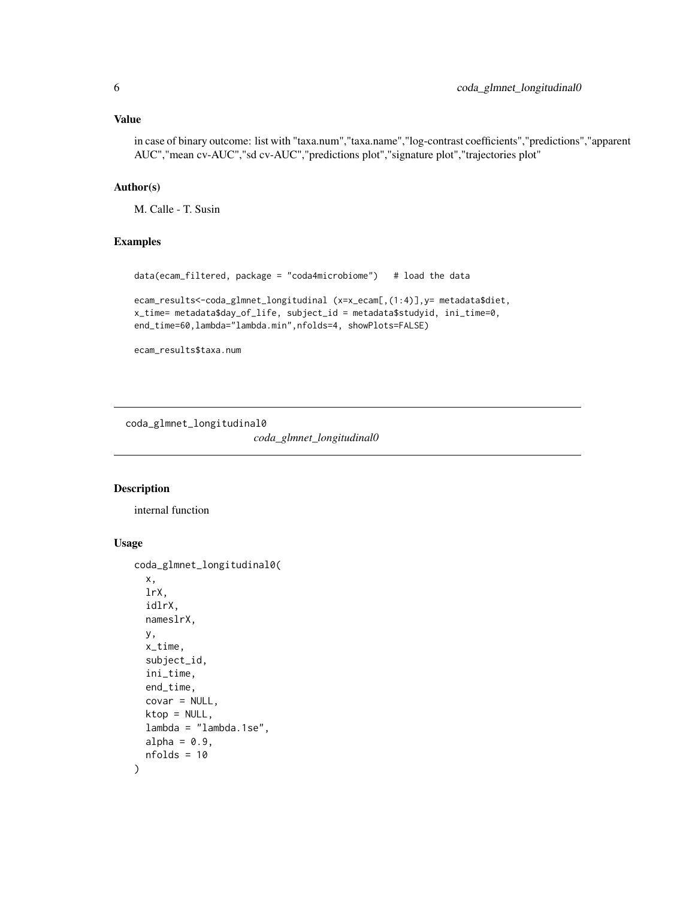### Value

in case of binary outcome: list with "taxa.num","taxa.name","log-contrast coefficients","predictions","apparent AUC","mean cv-AUC","sd cv-AUC","predictions plot","signature plot","trajectories plot"

### Author(s)

M. Calle - T. Susin

### Examples

```
data(ecam_filtered, package = "coda4microbiome")   # load the data

ecam_results<-coda_glmnet_longitudinal (x=x_ecam[,(1:4)],y= metadata$diet,
x_time= metadata$day_of_life, subject_id = metadata$studyid, ini_time=0,
end_time=60,lambda="lambda.min",nfolds=4, showPlots=FALSE)

ecam_results$taxa.num
```

---

## coda_glmnet_longitudinal0

*coda_glmnet_longitudinal0*

---

### Description

internal function

### Usage

```
coda_glmnet_longitudinal0(
  x,
  lrX,
  idlrX,
  nameslrX,
  y,
  x_time,
  subject_id,
  ini_time,
  end_time,
  covar = NULL,
  ktop = NULL,
  lambda = "lambda.1se",
  alpha = 0.9,
  nfolds = 10
)
```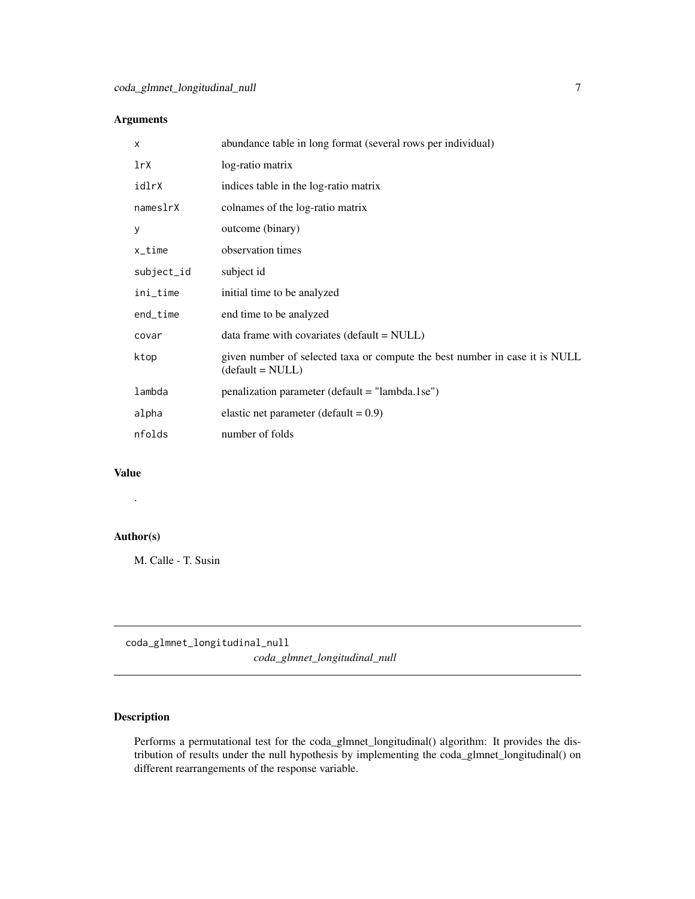## Arguments

| | |
|---|---|
| `x` | abundance table in long format (several rows per individual) |
| `lrX` | log-ratio matrix |
| `idlrX` | indices table in the log-ratio matrix |
| `nameslrX` | colnames of the log-ratio matrix |
| `y` | outcome (binary) |
| `x_time` | observation times |
| `subject_id` | subject id |
| `ini_time` | initial time to be analyzed |
| `end_time` | end time to be analyzed |
| `covar` | data frame with covariates (default = NULL) |
| `ktop` | given number of selected taxa or compute the best number in case it is NULL (default = NULL) |
| `lambda` | penalization parameter (default = "lambda.1se") |
| `alpha` | elastic net parameter (default = 0.9) |
| `nfolds` | number of folds |

## Value

.

## Author(s)

M. Calle - T. Susin

---

# coda_glmnet_longitudinal_null

*coda_glmnet_longitudinal_null*

## Description

Performs a permutational test for the coda_glmnet_longitudinal() algorithm: It provides the distribution of results under the null hypothesis by implementing the coda_glmnet_longitudinal() on different rearrangements of the response variable.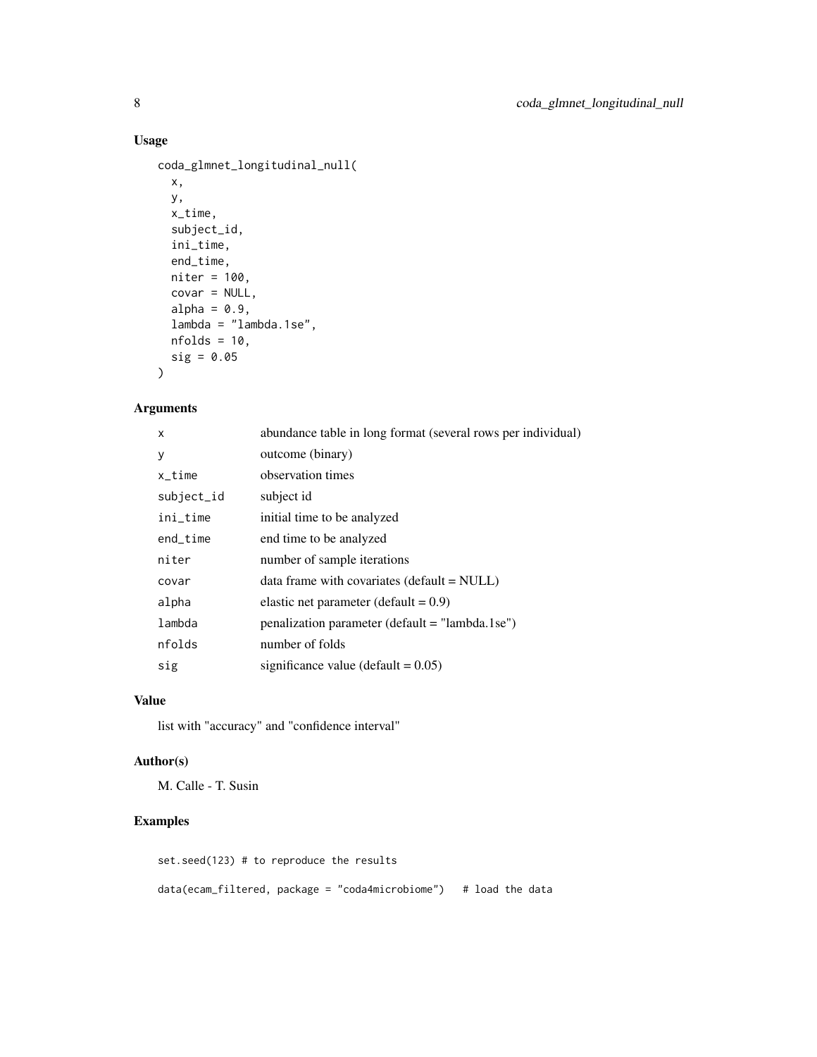## Usage

```
coda_glmnet_longitudinal_null(
  x,
  y,
  x_time,
  subject_id,
  ini_time,
  end_time,
  niter = 100,
  covar = NULL,
  alpha = 0.9,
  lambda = "lambda.1se",
  nfolds = 10,
  sig = 0.05
)
```

## Arguments

| | |
|---|---|
| `x` | abundance table in long format (several rows per individual) |
| `y` | outcome (binary) |
| `x_time` | observation times |
| `subject_id` | subject id |
| `ini_time` | initial time to be analyzed |
| `end_time` | end time to be analyzed |
| `niter` | number of sample iterations |
| `covar` | data frame with covariates (default = NULL) |
| `alpha` | elastic net parameter (default = 0.9) |
| `lambda` | penalization parameter (default = "lambda.1se") |
| `nfolds` | number of folds |
| `sig` | significance value (default = 0.05) |

## Value

list with "accuracy" and "confidence interval"

## Author(s)

M. Calle - T. Susin

## Examples

```
set.seed(123) # to reproduce the results

data(ecam_filtered, package = "coda4microbiome")   # load the data
```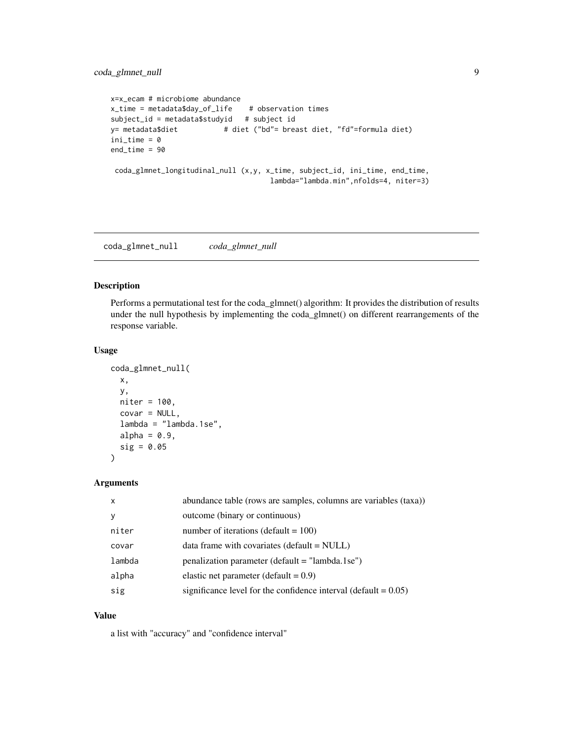```
x=x_ecam # microbiome abundance
x_time = metadata$day_of_life    # observation times
subject_id = metadata$studyid   # subject id
y= metadata$diet           # diet ("bd"= breast diet, "fd"=formula diet)
ini_time = 0
end_time = 90

 coda_glmnet_longitudinal_null (x,y, x_time, subject_id, ini_time, end_time,
                                    lambda="lambda.min",nfolds=4, niter=3)
```

## coda_glmnet_null *coda_glmnet_null*

### Description

Performs a permutational test for the coda_glmnet() algorithm: It provides the distribution of results under the null hypothesis by implementing the coda_glmnet() on different rearrangements of the response variable.

### Usage

```
coda_glmnet_null(
  x,
  y,
  niter = 100,
  covar = NULL,
  lambda = "lambda.1se",
  alpha = 0.9,
  sig = 0.05
)
```

### Arguments

| | |
|---|---|
| x | abundance table (rows are samples, columns are variables (taxa)) |
| y | outcome (binary or continuous) |
| niter | number of iterations (default = 100) |
| covar | data frame with covariates (default = NULL) |
| lambda | penalization parameter (default = "lambda.1se") |
| alpha | elastic net parameter (default = 0.9) |
| sig | significance level for the confidence interval (default = 0.05) |

### Value

a list with "accuracy" and "confidence interval"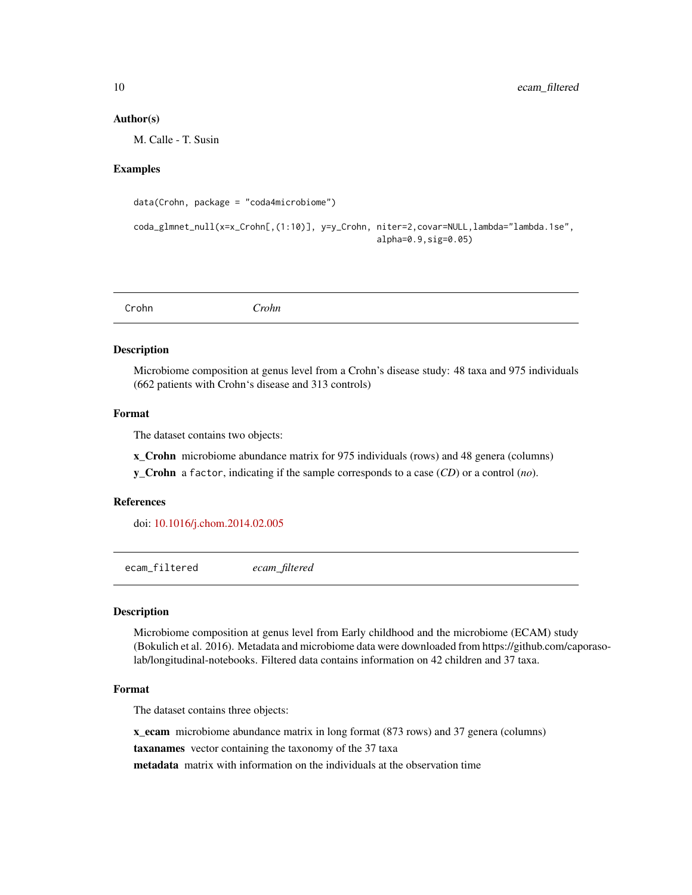### Author(s)

M. Calle - T. Susin

### Examples

```
data(Crohn, package = "coda4microbiome")

coda_glmnet_null(x=x_Crohn[,(1:10)], y=y_Crohn, niter=2,covar=NULL,lambda="lambda.1se",
                                                alpha=0.9,sig=0.05)
```

---

## Crohn *Crohn*

### Description

Microbiome composition at genus level from a Crohn's disease study: 48 taxa and 975 individuals (662 patients with Crohn's disease and 313 controls)

### Format

The dataset contains two objects:

**x_Crohn** microbiome abundance matrix for 975 individuals (rows) and 48 genera (columns)

**y_Crohn** a factor, indicating if the sample corresponds to a case (*CD*) or a control (*no*).

### References

doi: 10.1016/j.chom.2014.02.005

---

## ecam_filtered *ecam_filtered*

### Description

Microbiome composition at genus level from Early childhood and the microbiome (ECAM) study (Bokulich et al. 2016). Metadata and microbiome data were downloaded from https://github.com/caporaso-lab/longitudinal-notebooks. Filtered data contains information on 42 children and 37 taxa.

### Format

The dataset contains three objects:

**x_ecam** microbiome abundance matrix in long format (873 rows) and 37 genera (columns)

**taxanames** vector containing the taxonomy of the 37 taxa

**metadata** matrix with information on the individuals at the observation time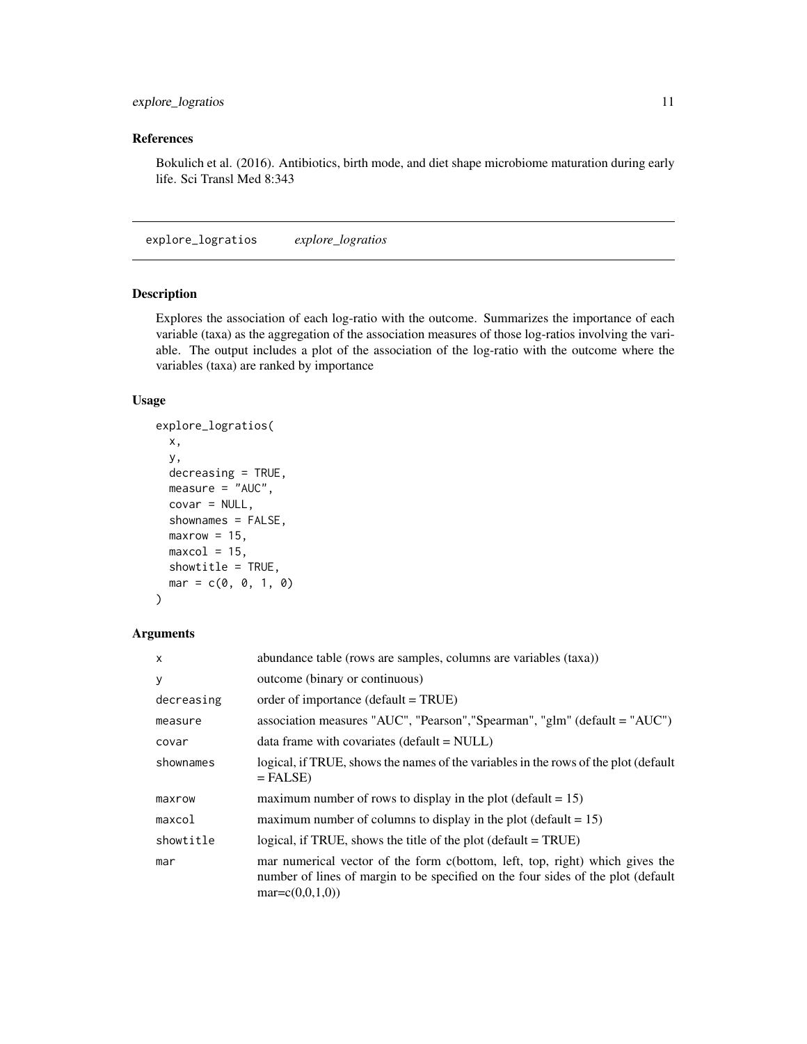## References

Bokulich et al. (2016). Antibiotics, birth mode, and diet shape microbiome maturation during early life. Sci Transl Med 8:343

---

# explore_logratios *explore_logratios*

## Description

Explores the association of each log-ratio with the outcome. Summarizes the importance of each variable (taxa) as the aggregation of the association measures of those log-ratios involving the variable. The output includes a plot of the association of the log-ratio with the outcome where the variables (taxa) are ranked by importance

## Usage

```
explore_logratios(
  x,
  y,
  decreasing = TRUE,
  measure = "AUC",
  covar = NULL,
  shownames = FALSE,
  maxrow = 15,
  maxcol = 15,
  showtitle = TRUE,
  mar = c(0, 0, 1, 0)
)
```

## Arguments

| | |
|---|---|
| x | abundance table (rows are samples, columns are variables (taxa)) |
| y | outcome (binary or continuous) |
| decreasing | order of importance (default = TRUE) |
| measure | association measures "AUC", "Pearson","Spearman", "glm" (default = "AUC") |
| covar | data frame with covariates (default = NULL) |
| shownames | logical, if TRUE, shows the names of the variables in the rows of the plot (default = FALSE) |
| maxrow | maximum number of rows to display in the plot (default = 15) |
| maxcol | maximum number of columns to display in the plot (default = 15) |
| showtitle | logical, if TRUE, shows the title of the plot (default = TRUE) |
| mar | mar numerical vector of the form c(bottom, left, top, right) which gives the number of lines of margin to be specified on the four sides of the plot (default mar=c(0,0,1,0)) |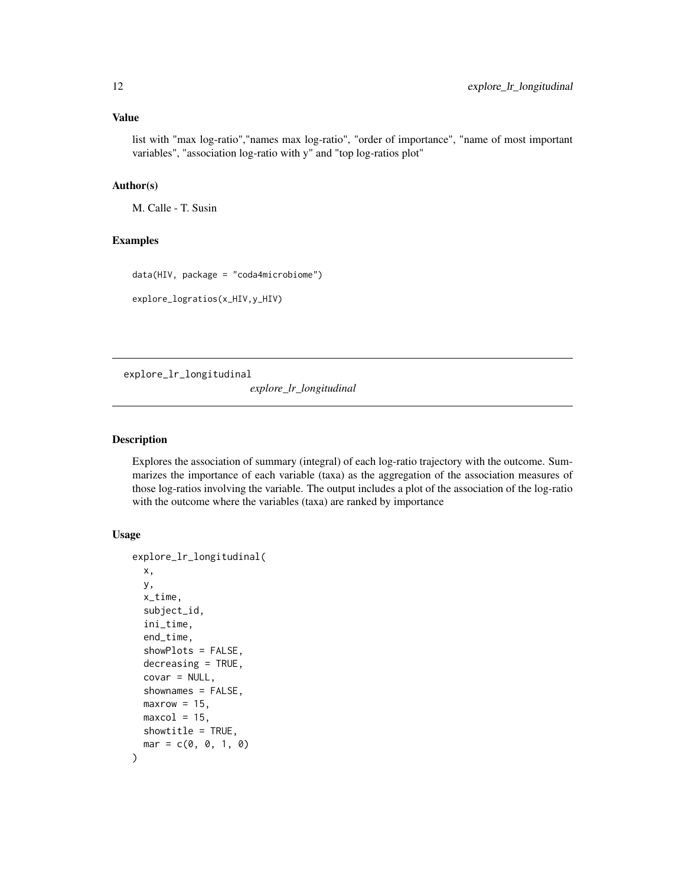### Value

list with "max log-ratio","names max log-ratio", "order of importance", "name of most important variables", "association log-ratio with y" and "top log-ratios plot"

### Author(s)

M. Calle - T. Susin

### Examples

```
data(HIV, package = "coda4microbiome")

explore_logratios(x_HIV,y_HIV)
```

---

## explore_lr_longitudinal

*explore_lr_longitudinal*

---

### Description

Explores the association of summary (integral) of each log-ratio trajectory with the outcome. Summarizes the importance of each variable (taxa) as the aggregation of the association measures of those log-ratios involving the variable. The output includes a plot of the association of the log-ratio with the outcome where the variables (taxa) are ranked by importance

### Usage

```
explore_lr_longitudinal(
  x,
  y,
  x_time,
  subject_id,
  ini_time,
  end_time,
  showPlots = FALSE,
  decreasing = TRUE,
  covar = NULL,
  shownames = FALSE,
  maxrow = 15,
  maxcol = 15,
  showtitle = TRUE,
  mar = c(0, 0, 1, 0)
)
```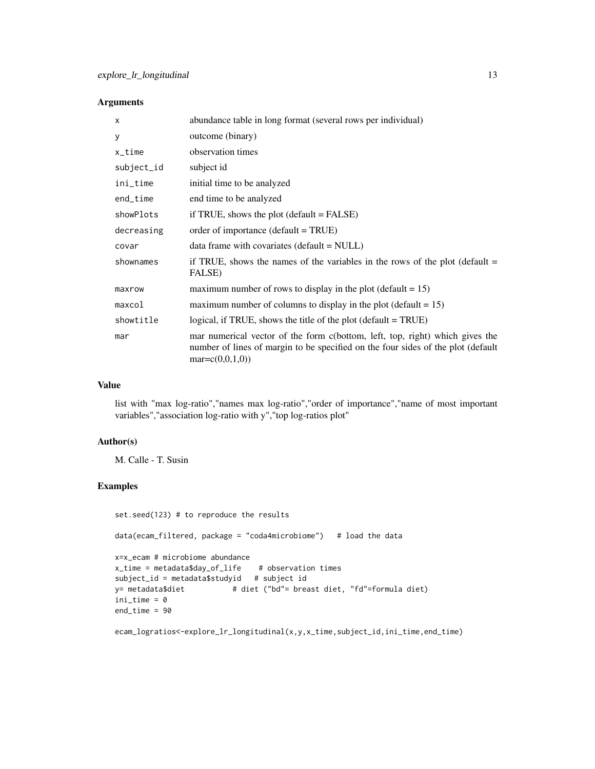### Arguments

| | |
|---|---|
| `x` | abundance table in long format (several rows per individual) |
| `y` | outcome (binary) |
| `x_time` | observation times |
| `subject_id` | subject id |
| `ini_time` | initial time to be analyzed |
| `end_time` | end time to be analyzed |
| `showPlots` | if TRUE, shows the plot (default = FALSE) |
| `decreasing` | order of importance (default = TRUE) |
| `covar` | data frame with covariates (default = NULL) |
| `shownames` | if TRUE, shows the names of the variables in the rows of the plot (default = FALSE) |
| `maxrow` | maximum number of rows to display in the plot (default = 15) |
| `maxcol` | maximum number of columns to display in the plot (default = 15) |
| `showtitle` | logical, if TRUE, shows the title of the plot (default = TRUE) |
| `mar` | mar numerical vector of the form c(bottom, left, top, right) which gives the number of lines of margin to be specified on the four sides of the plot (default mar=c(0,0,1,0)) |

### Value

list with "max log-ratio","names max log-ratio","order of importance","name of most important variables","association log-ratio with y","top log-ratios plot"

### Author(s)

M. Calle - T. Susin

### Examples

```
set.seed(123) # to reproduce the results

data(ecam_filtered, package = "coda4microbiome")   # load the data

x=x_ecam # microbiome abundance
x_time = metadata$day_of_life    # observation times
subject_id = metadata$studyid   # subject id
y= metadata$diet           # diet ("bd"= breast diet, "fd"=formula diet)
ini_time = 0
end_time = 90

ecam_logratios<-explore_lr_longitudinal(x,y,x_time,subject_id,ini_time,end_time)
```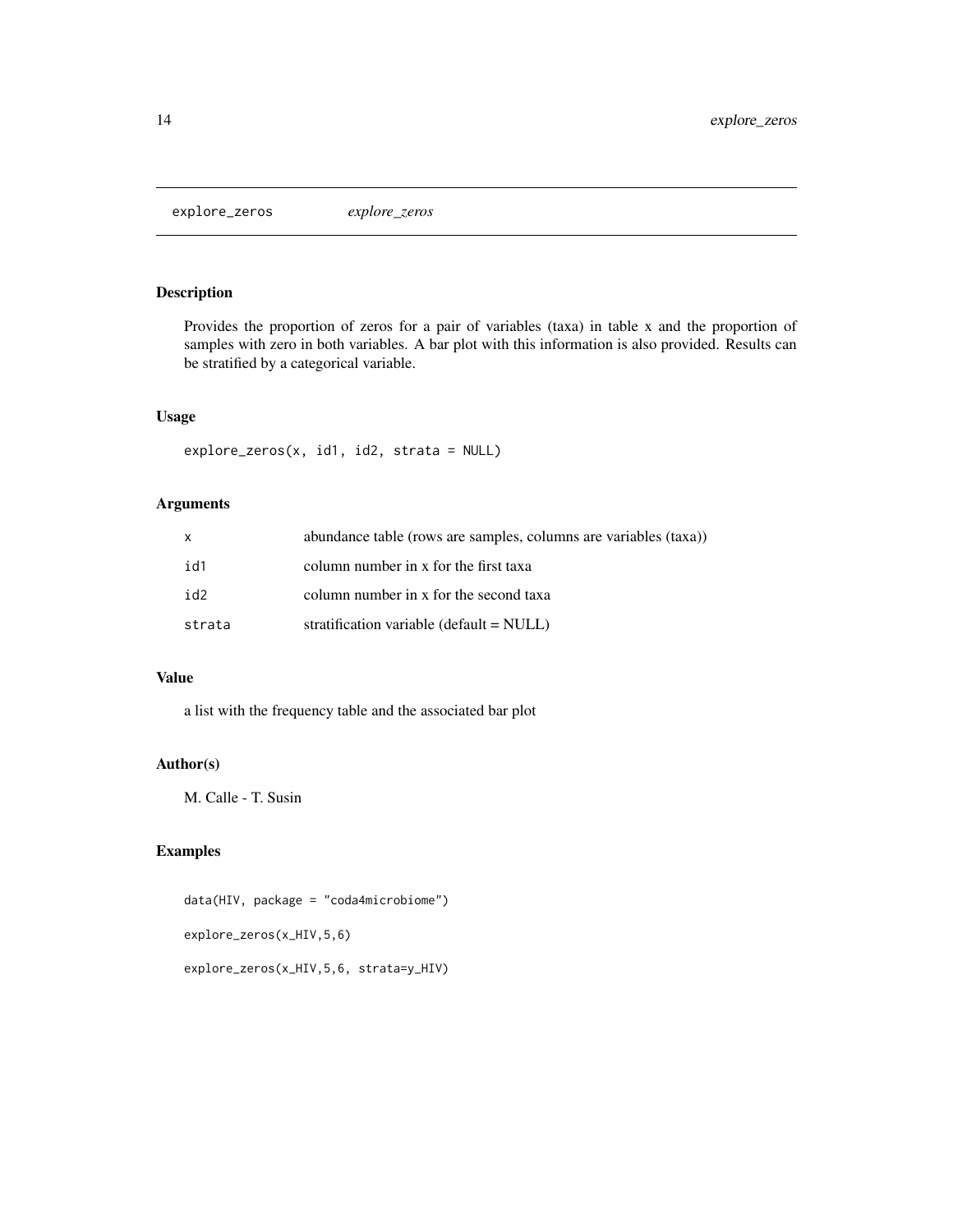## explore_zeros *explore_zeros*

### Description

Provides the proportion of zeros for a pair of variables (taxa) in table x and the proportion of samples with zero in both variables. A bar plot with this information is also provided. Results can be stratified by a categorical variable.

### Usage

```
explore_zeros(x, id1, id2, strata = NULL)
```

### Arguments

| | |
|---|---|
| x | abundance table (rows are samples, columns are variables (taxa)) |
| id1 | column number in x for the first taxa |
| id2 | column number in x for the second taxa |
| strata | stratification variable (default = NULL) |

### Value

a list with the frequency table and the associated bar plot

### Author(s)

M. Calle - T. Susin

### Examples

```
data(HIV, package = "coda4microbiome")

explore_zeros(x_HIV,5,6)

explore_zeros(x_HIV,5,6, strata=y_HIV)
```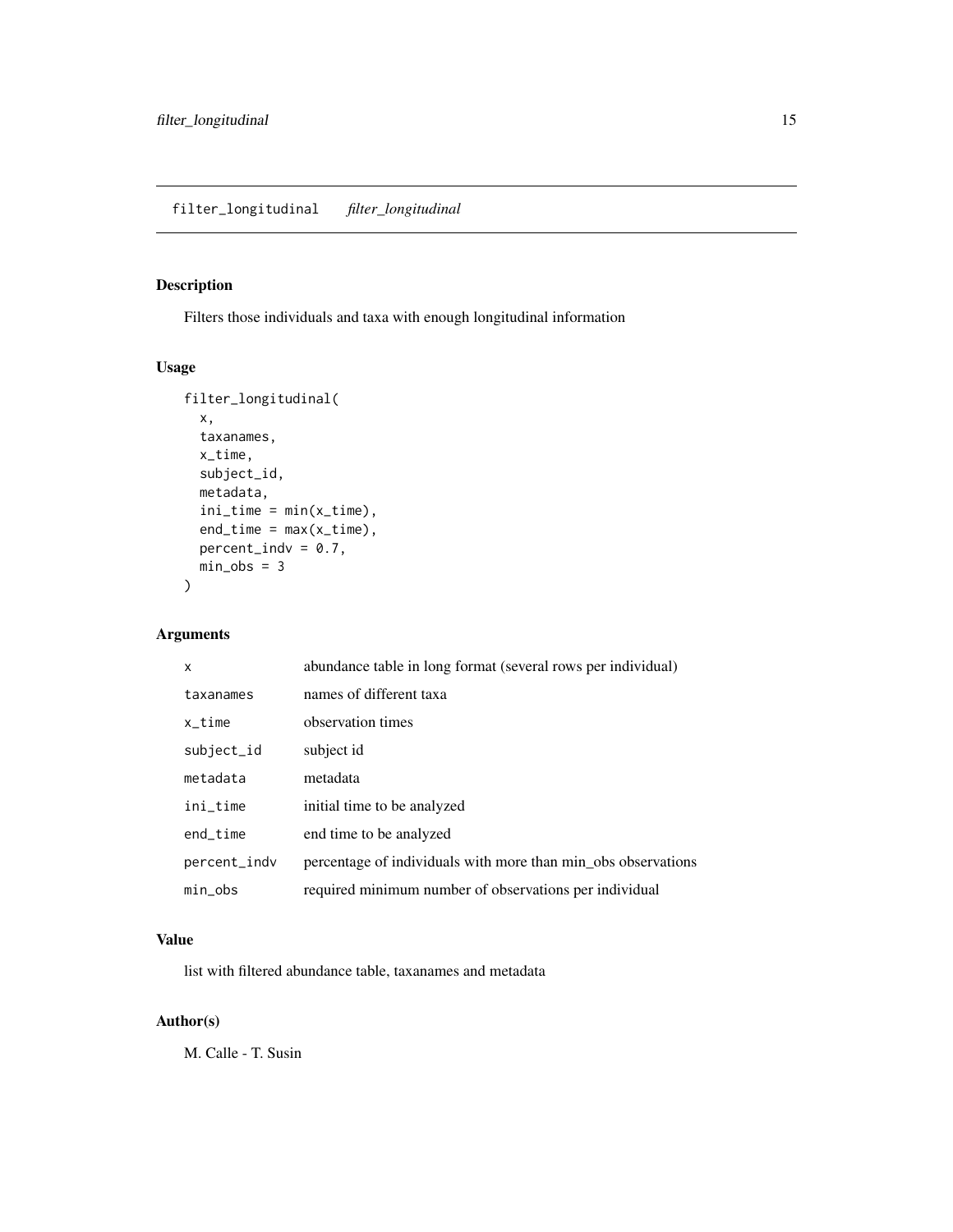## filter_longitudinal *filter_longitudinal*

### Description

Filters those individuals and taxa with enough longitudinal information

### Usage

```
filter_longitudinal(
  x,
  taxanames,
  x_time,
  subject_id,
  metadata,
  ini_time = min(x_time),
  end_time = max(x_time),
  percent_indv = 0.7,
  min_obs = 3
)
```

### Arguments

| | |
|---|---|
| x | abundance table in long format (several rows per individual) |
| taxanames | names of different taxa |
| x_time | observation times |
| subject_id | subject id |
| metadata | metadata |
| ini_time | initial time to be analyzed |
| end_time | end time to be analyzed |
| percent_indv | percentage of individuals with more than min_obs observations |
| min_obs | required minimum number of observations per individual |

### Value

list with filtered abundance table, taxanames and metadata

### Author(s)

M. Calle - T. Susin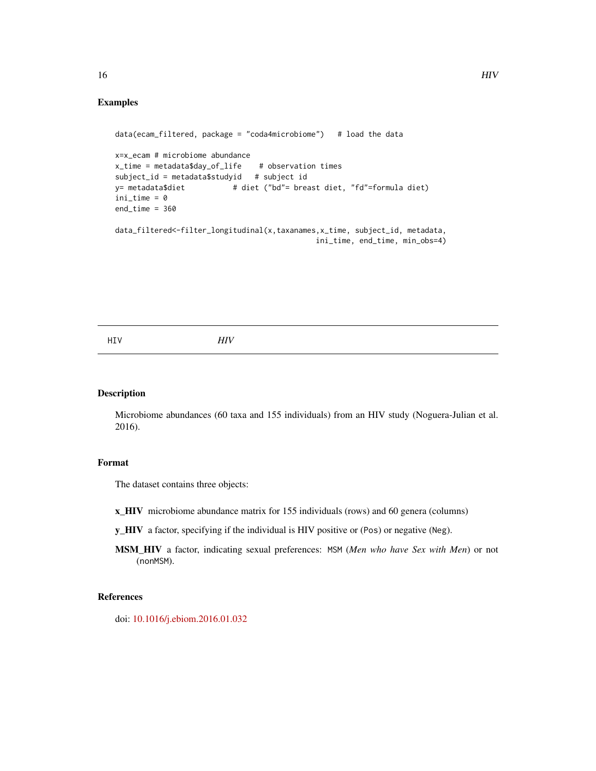## Examples

```
data(ecam_filtered, package = "coda4microbiome")   # load the data

x=x_ecam # microbiome abundance
x_time = metadata$day_of_life    # observation times
subject_id = metadata$studyid   # subject id
y= metadata$diet           # diet ("bd"= breast diet, "fd"=formula diet)
ini_time = 0
end_time = 360

data_filtered<-filter_longitudinal(x,taxanames,x_time, subject_id, metadata,
                                              ini_time, end_time, min_obs=4)
```

---

# HIV

*HIV*

---

## Description

Microbiome abundances (60 taxa and 155 individuals) from an HIV study (Noguera-Julian et al. 2016).

## Format

The dataset contains three objects:

**x_HIV** microbiome abundance matrix for 155 individuals (rows) and 60 genera (columns)

**y_HIV** a factor, specifying if the individual is HIV positive or (Pos) or negative (Neg).

**MSM_HIV** a factor, indicating sexual preferences: MSM (*Men who have Sex with Men*) or not (nonMSM).

## References

doi: 10.1016/j.ebiom.2016.01.032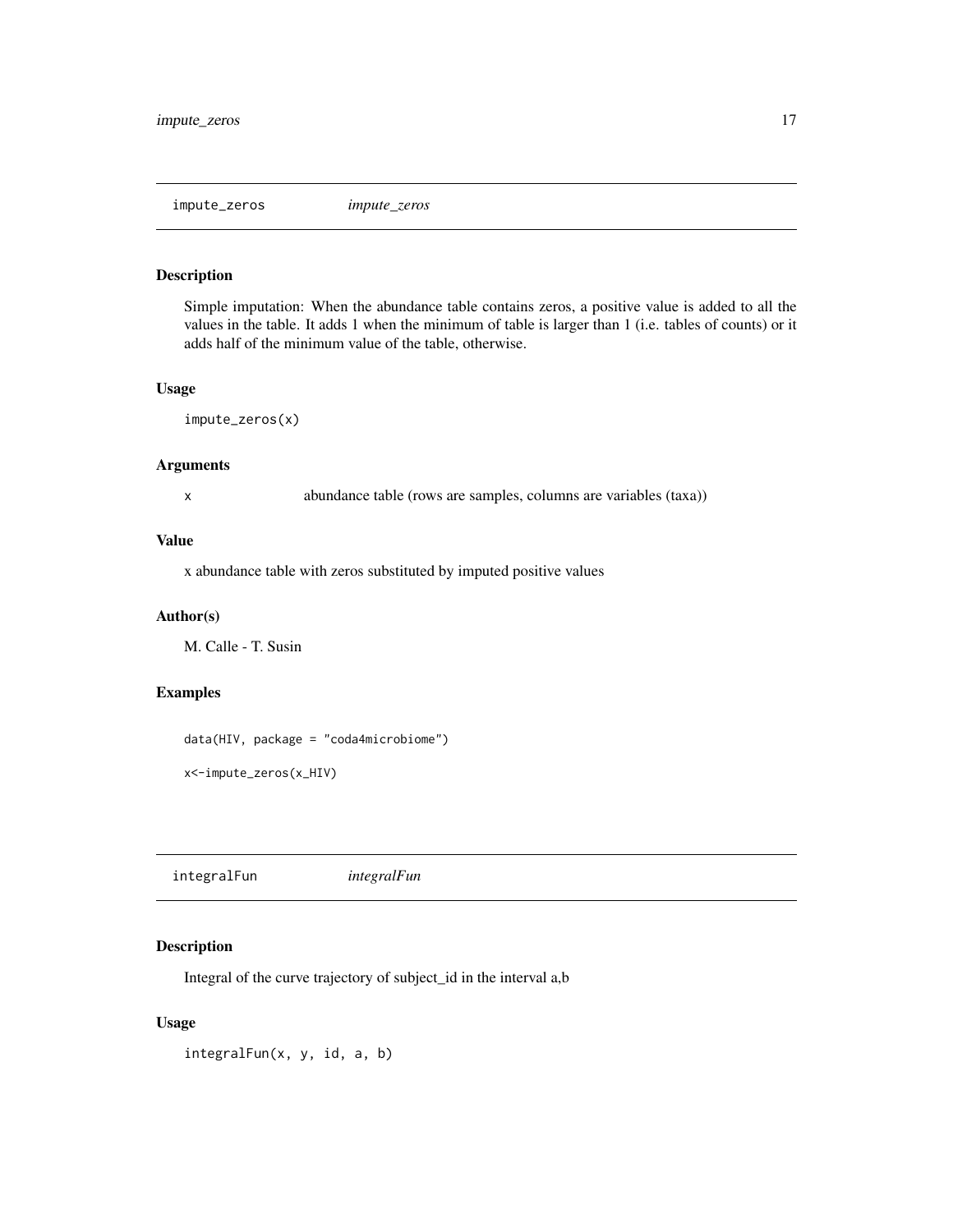## impute_zeros *impute_zeros*

### Description

Simple imputation: When the abundance table contains zeros, a positive value is added to all the values in the table. It adds 1 when the minimum of table is larger than 1 (i.e. tables of counts) or it adds half of the minimum value of the table, otherwise.

### Usage

```
impute_zeros(x)
```

### Arguments

| | |
|---|---|
| x | abundance table (rows are samples, columns are variables (taxa)) |

### Value

x abundance table with zeros substituted by imputed positive values

### Author(s)

M. Calle - T. Susin

### Examples

```
data(HIV, package = "coda4microbiome")

x<-impute_zeros(x_HIV)
```

## integralFun *integralFun*

### Description

Integral of the curve trajectory of subject_id in the interval a,b

### Usage

```
integralFun(x, y, id, a, b)
```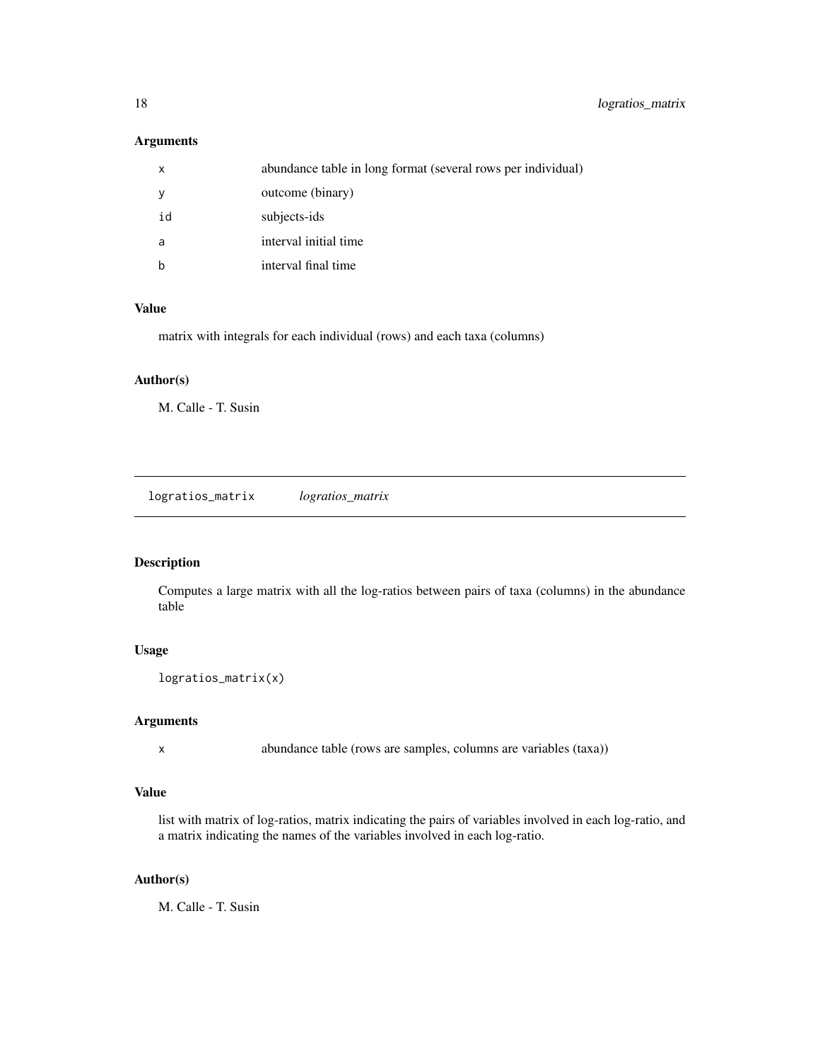### Arguments

| | |
|---|---|
| x | abundance table in long format (several rows per individual) |
| y | outcome (binary) |
| id | subjects-ids |
| a | interval initial time |
| b | interval final time |

### Value

matrix with integrals for each individual (rows) and each taxa (columns)

### Author(s)

M. Calle - T. Susin

---

## logratios_matrix *logratios_matrix*

---

### Description

Computes a large matrix with all the log-ratios between pairs of taxa (columns) in the abundance table

### Usage

```
logratios_matrix(x)
```

### Arguments

| | |
|---|---|
| x | abundance table (rows are samples, columns are variables (taxa)) |

### Value

list with matrix of log-ratios, matrix indicating the pairs of variables involved in each log-ratio, and a matrix indicating the names of the variables involved in each log-ratio.

### Author(s)

M. Calle - T. Susin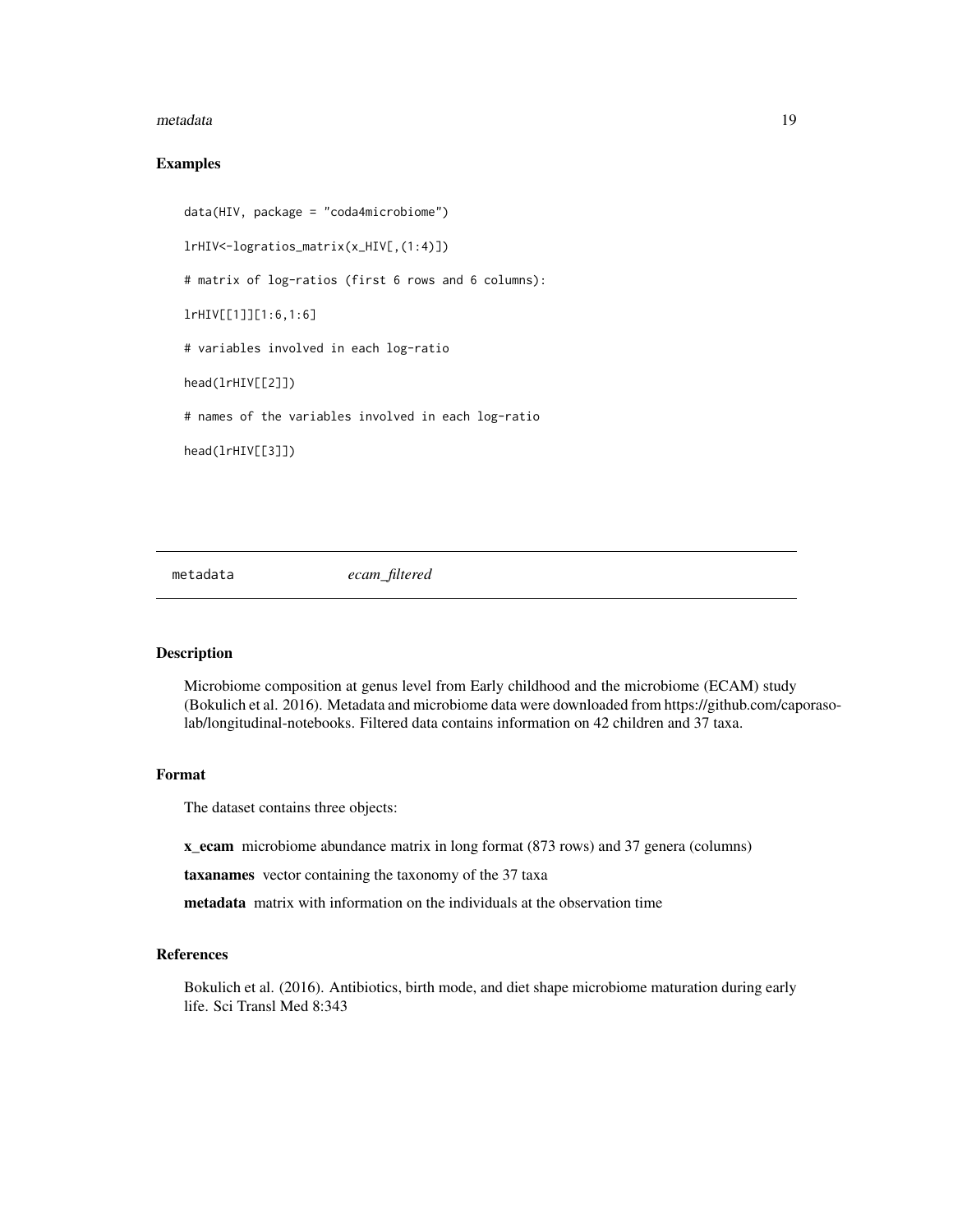## Examples

```
data(HIV, package = "coda4microbiome")

lrHIV<-logratios_matrix(x_HIV[,(1:4)])

# matrix of log-ratios (first 6 rows and 6 columns):

lrHIV[[1]][1:6,1:6]

# variables involved in each log-ratio

head(lrHIV[[2]])

# names of the variables involved in each log-ratio

head(lrHIV[[3]])
```

---

# metadata *ecam_filtered*

---

## Description

Microbiome composition at genus level from Early childhood and the microbiome (ECAM) study (Bokulich et al. 2016). Metadata and microbiome data were downloaded from https://github.com/caporaso-lab/longitudinal-notebooks. Filtered data contains information on 42 children and 37 taxa.

## Format

The dataset contains three objects:

**x_ecam** microbiome abundance matrix in long format (873 rows) and 37 genera (columns)

**taxanames** vector containing the taxonomy of the 37 taxa

**metadata** matrix with information on the individuals at the observation time

## References

Bokulich et al. (2016). Antibiotics, birth mode, and diet shape microbiome maturation during early life. Sci Transl Med 8:343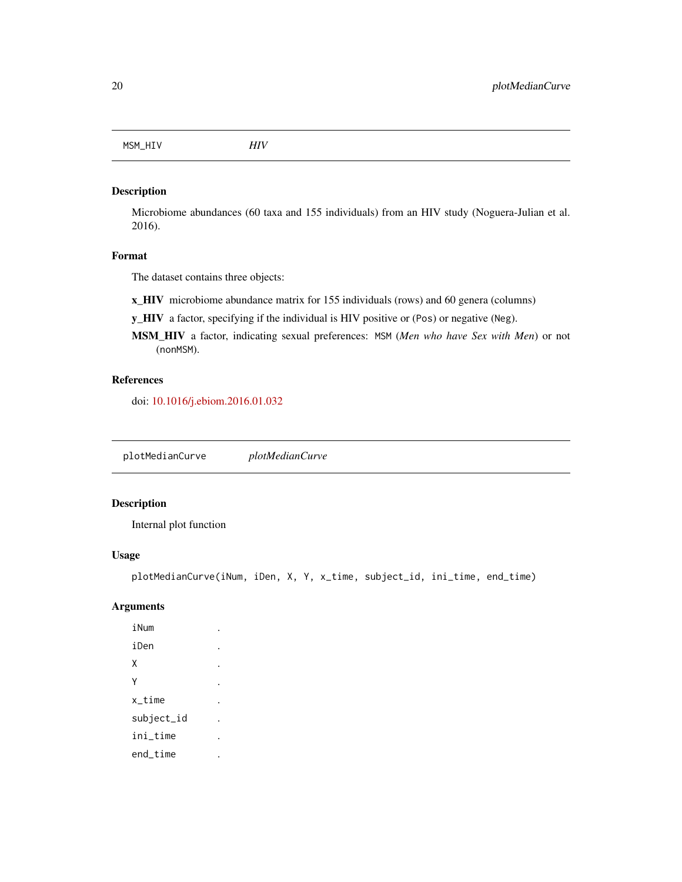## MSM_HIV *HIV*

### Description

Microbiome abundances (60 taxa and 155 individuals) from an HIV study (Noguera-Julian et al. 2016).

### Format

The dataset contains three objects:

**x_HIV** microbiome abundance matrix for 155 individuals (rows) and 60 genera (columns)

**y_HIV** a factor, specifying if the individual is HIV positive or (`Pos`) or negative (`Neg`).

**MSM_HIV** a factor, indicating sexual preferences: `MSM` (*Men who have Sex with Men*) or not (`nonMSM`).

### References

doi: 10.1016/j.ebiom.2016.01.032

## plotMedianCurve *plotMedianCurve*

### Description

Internal plot function

### Usage

```
plotMedianCurve(iNum, iDen, X, Y, x_time, subject_id, ini_time, end_time)
```

### Arguments

| | |
|---|---|
| `iNum` | . |
| `iDen` | . |
| `X` | . |
| `Y` | . |
| `x_time` | . |
| `subject_id` | . |
| `ini_time` | . |
| `end_time` | . |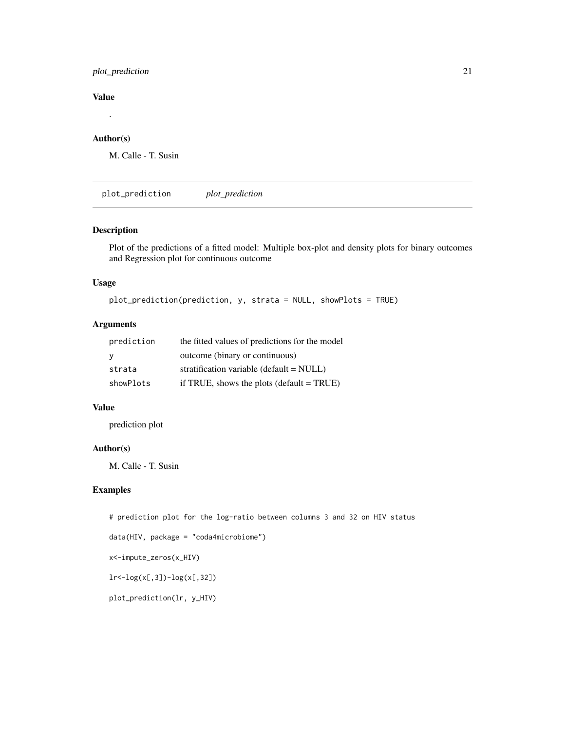### Value

.

### Author(s)

M. Calle - T. Susin

---

## plot_prediction *plot_prediction*

### Description

Plot of the predictions of a fitted model: Multiple box-plot and density plots for binary outcomes and Regression plot for continuous outcome

### Usage

```
plot_prediction(prediction, y, strata = NULL, showPlots = TRUE)
```

### Arguments

| | |
|---|---|
| prediction | the fitted values of predictions for the model |
| y | outcome (binary or continuous) |
| strata | stratification variable (default = NULL) |
| showPlots | if TRUE, shows the plots (default = TRUE) |

### Value

prediction plot

### Author(s)

M. Calle - T. Susin

### Examples

```
# prediction plot for the log-ratio between columns 3 and 32 on HIV status

data(HIV, package = "coda4microbiome")

x<-impute_zeros(x_HIV)

lr<-log(x[,3])-log(x[,32])

plot_prediction(lr, y_HIV)
```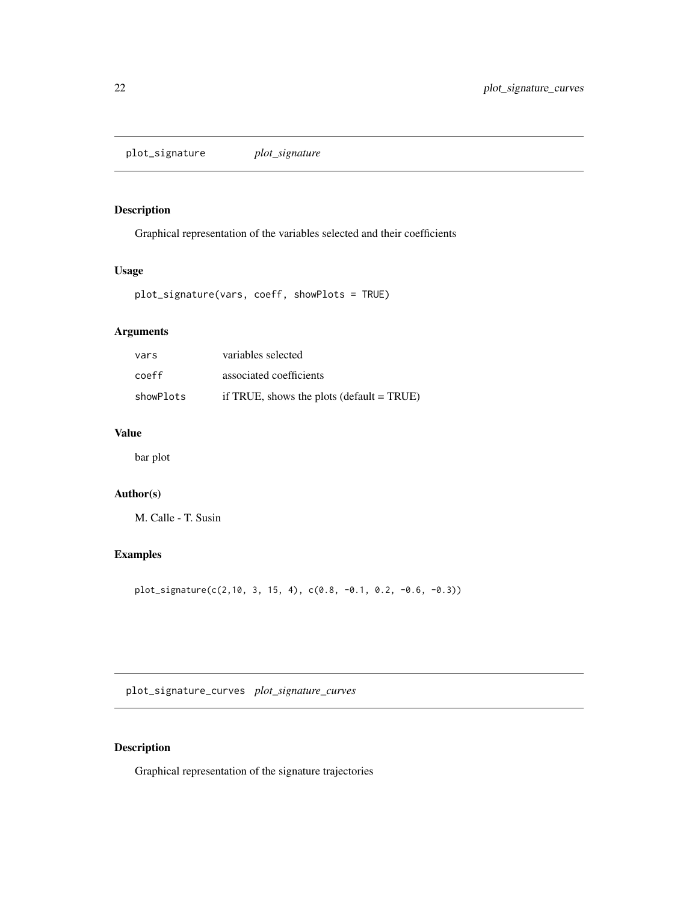## plot_signature *plot_signature*

### Description

Graphical representation of the variables selected and their coefficients

### Usage

```
plot_signature(vars, coeff, showPlots = TRUE)
```

### Arguments

| | |
|---|---|
| `vars` | variables selected |
| `coeff` | associated coefficients |
| `showPlots` | if TRUE, shows the plots (default = TRUE) |

### Value

bar plot

### Author(s)

M. Calle - T. Susin

### Examples

```
plot_signature(c(2,10, 3, 15, 4), c(0.8, -0.1, 0.2, -0.6, -0.3))
```

## plot_signature_curves *plot_signature_curves*

### Description

Graphical representation of the signature trajectories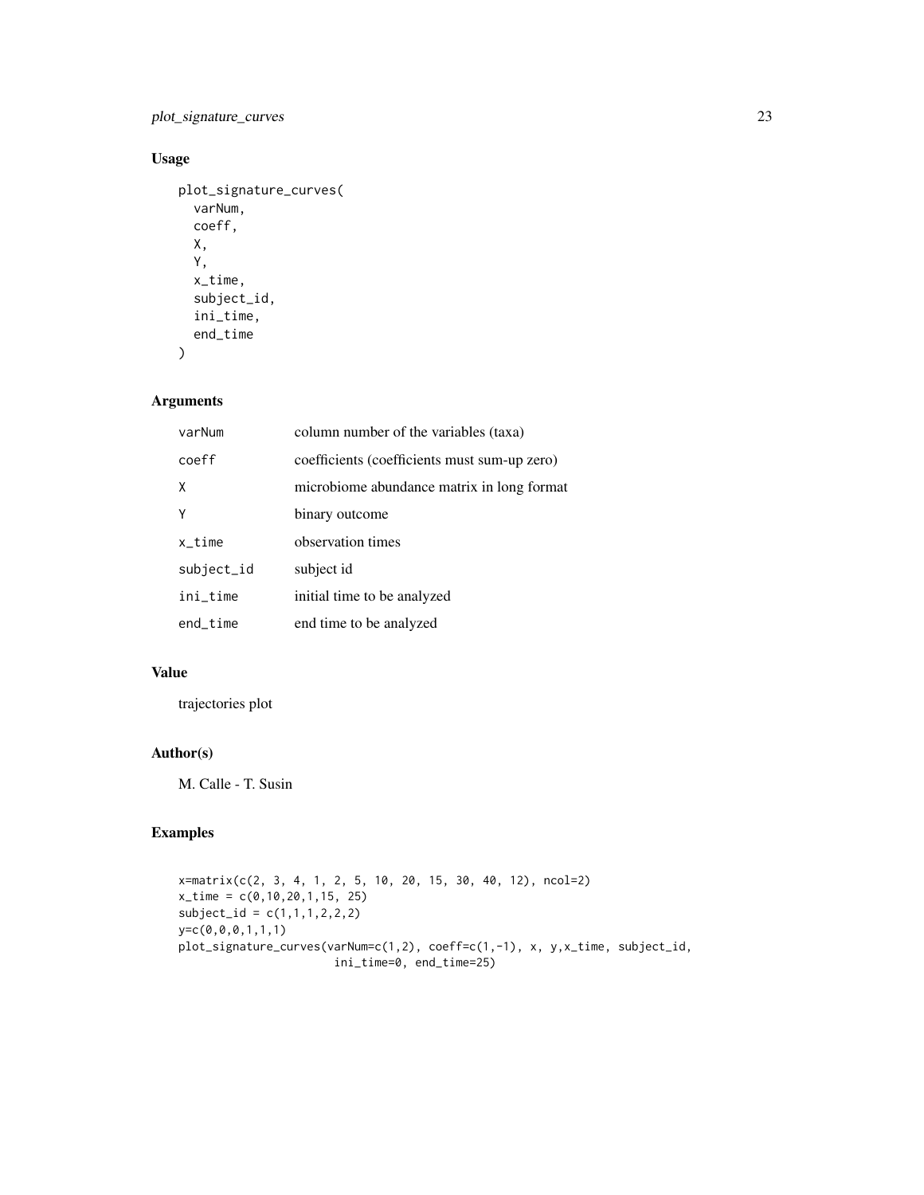### Usage

```
plot_signature_curves(
  varNum,
  coeff,
  X,
  Y,
  x_time,
  subject_id,
  ini_time,
  end_time
)
```

### Arguments

| | |
|---|---|
| varNum | column number of the variables (taxa) |
| coeff | coefficients (coefficients must sum-up zero) |
| X | microbiome abundance matrix in long format |
| Y | binary outcome |
| x_time | observation times |
| subject_id | subject id |
| ini_time | initial time to be analyzed |
| end_time | end time to be analyzed |

### Value

trajectories plot

### Author(s)

M. Calle - T. Susin

### Examples

```
x=matrix(c(2, 3, 4, 1, 2, 5, 10, 20, 15, 30, 40, 12), ncol=2)
x_time = c(0,10,20,1,15, 25)
subject_id = c(1,1,1,2,2,2)
y=c(0,0,0,1,1,1)
plot_signature_curves(varNum=c(1,2), coeff=c(1,-1), x, y,x_time, subject_id,
                      ini_time=0, end_time=25)
```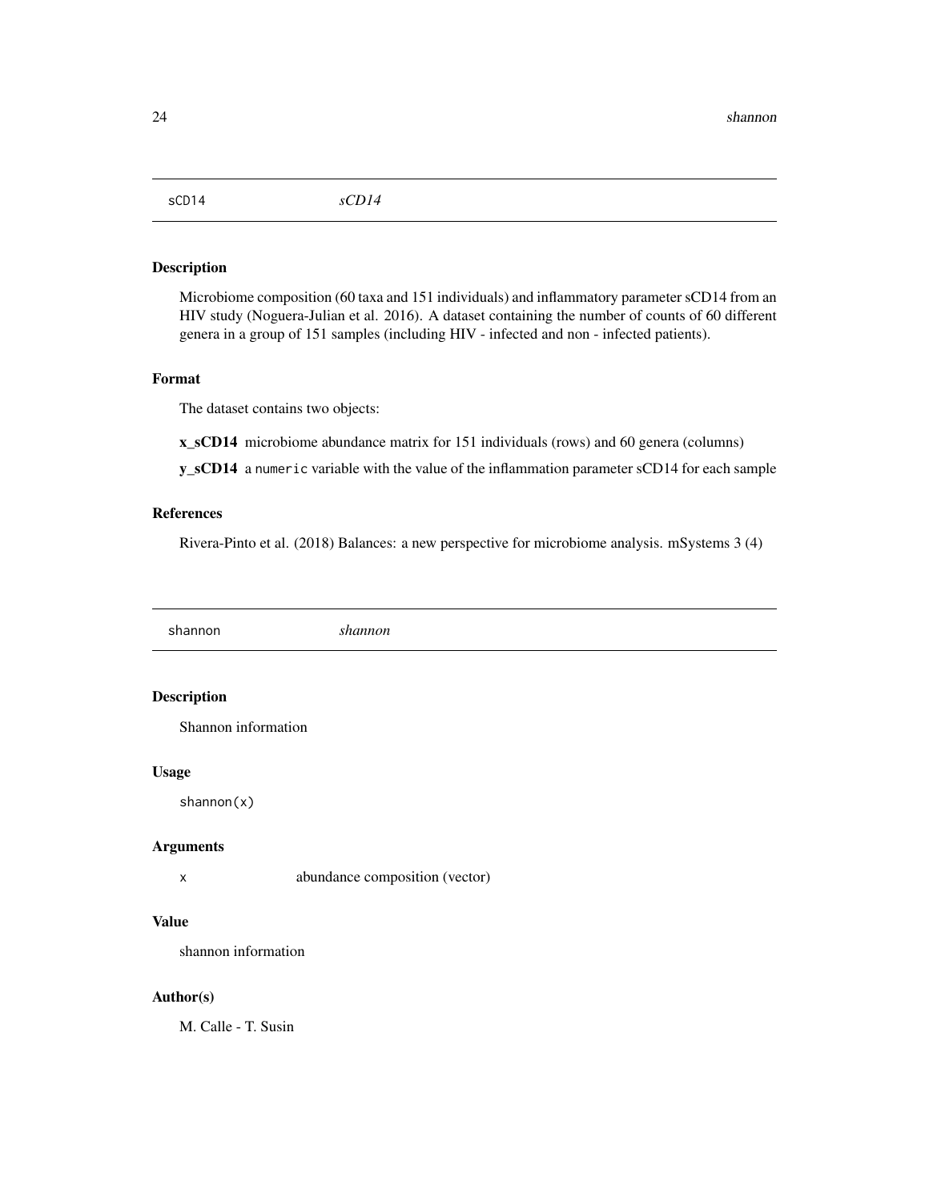## sCD14 *sCD14*

### Description

Microbiome composition (60 taxa and 151 individuals) and inflammatory parameter sCD14 from an HIV study (Noguera-Julian et al. 2016). A dataset containing the number of counts of 60 different genera in a group of 151 samples (including HIV - infected and non - infected patients).

### Format

The dataset contains two objects:

**x_sCD14** microbiome abundance matrix for 151 individuals (rows) and 60 genera (columns)

**y_sCD14** a `numeric` variable with the value of the inflammation parameter sCD14 for each sample

### References

Rivera-Pinto et al. (2018) Balances: a new perspective for microbiome analysis. mSystems 3 (4)

## shannon *shannon*

### Description

Shannon information

### Usage

```
shannon(x)
```

### Arguments

| | |
|---|---|
| x | abundance composition (vector) |

### Value

shannon information

### Author(s)

M. Calle - T. Susin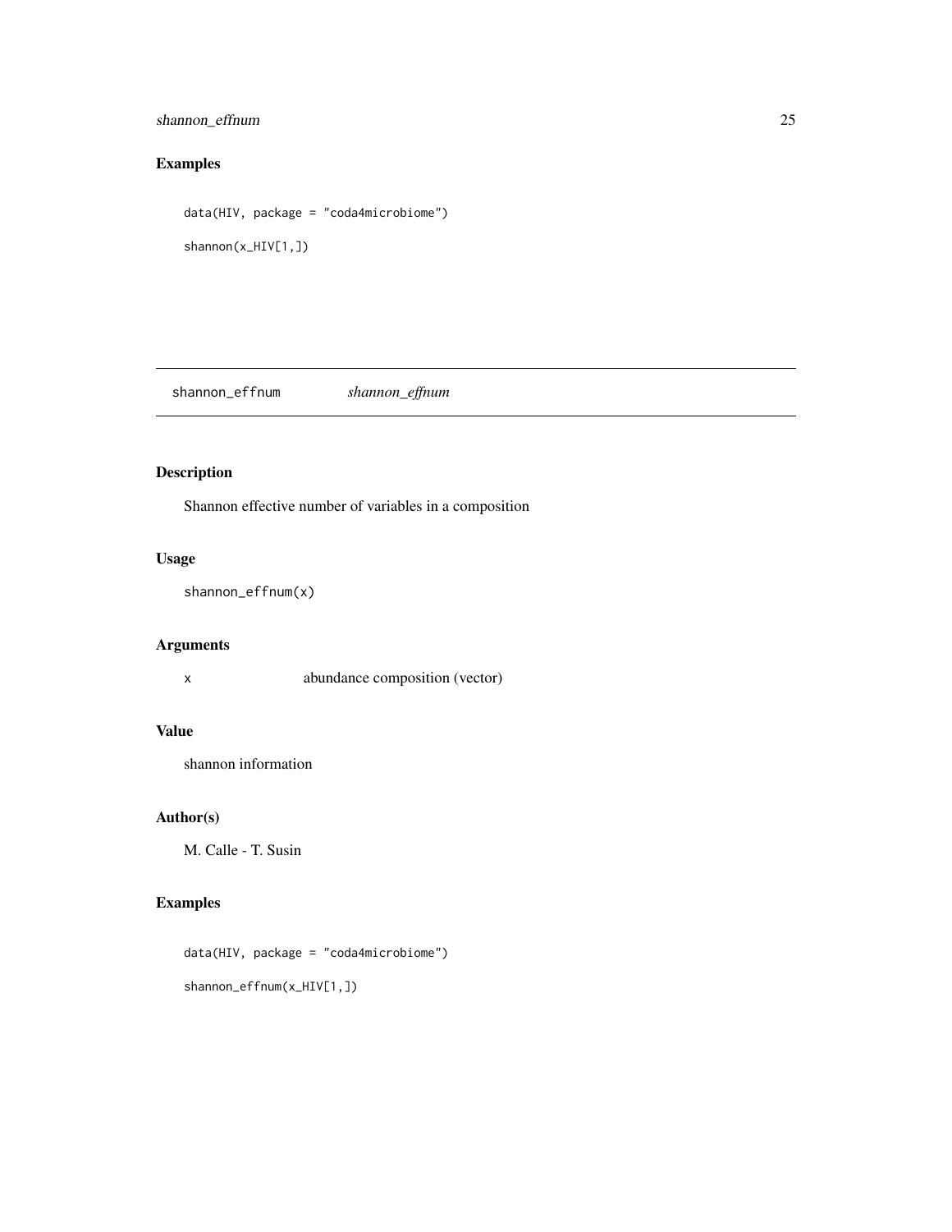## Examples

```
data(HIV, package = "coda4microbiome")

shannon(x_HIV[1,])
```

---

# shannon_effnum *shannon_effnum*

---

## Description

Shannon effective number of variables in a composition

## Usage

```
shannon_effnum(x)
```

## Arguments

| | |
|---|---|
| x | abundance composition (vector) |

## Value

shannon information

## Author(s)

M. Calle - T. Susin

## Examples

```
data(HIV, package = "coda4microbiome")

shannon_effnum(x_HIV[1,])
```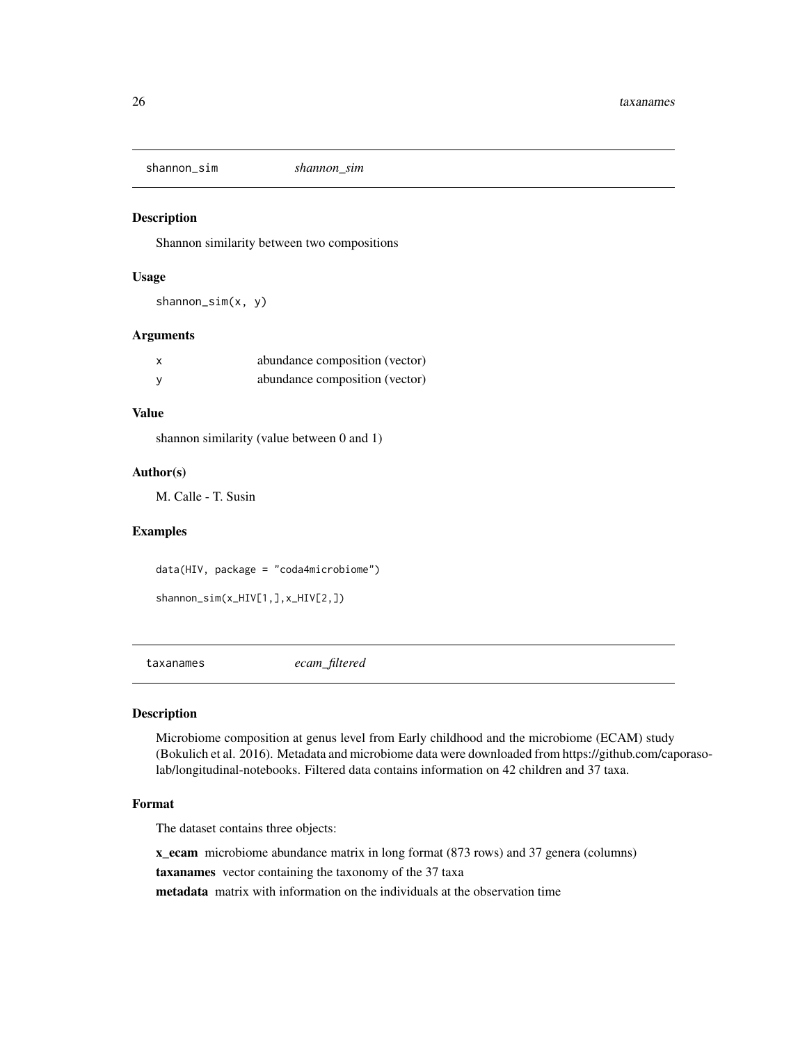## shannon_sim *shannon_sim*

### Description

Shannon similarity between two compositions

### Usage

```
shannon_sim(x, y)
```

### Arguments

| | |
|---|---|
| x | abundance composition (vector) |
| y | abundance composition (vector) |

### Value

shannon similarity (value between 0 and 1)

### Author(s)

M. Calle - T. Susin

### Examples

```
data(HIV, package = "coda4microbiome")

shannon_sim(x_HIV[1,],x_HIV[2,])
```

## taxanames *ecam_filtered*

### Description

Microbiome composition at genus level from Early childhood and the microbiome (ECAM) study (Bokulich et al. 2016). Metadata and microbiome data were downloaded from https://github.com/caporaso-lab/longitudinal-notebooks. Filtered data contains information on 42 children and 37 taxa.

### Format

The dataset contains three objects:

**x_ecam** microbiome abundance matrix in long format (873 rows) and 37 genera (columns)

**taxanames** vector containing the taxonomy of the 37 taxa

**metadata** matrix with information on the individuals at the observation time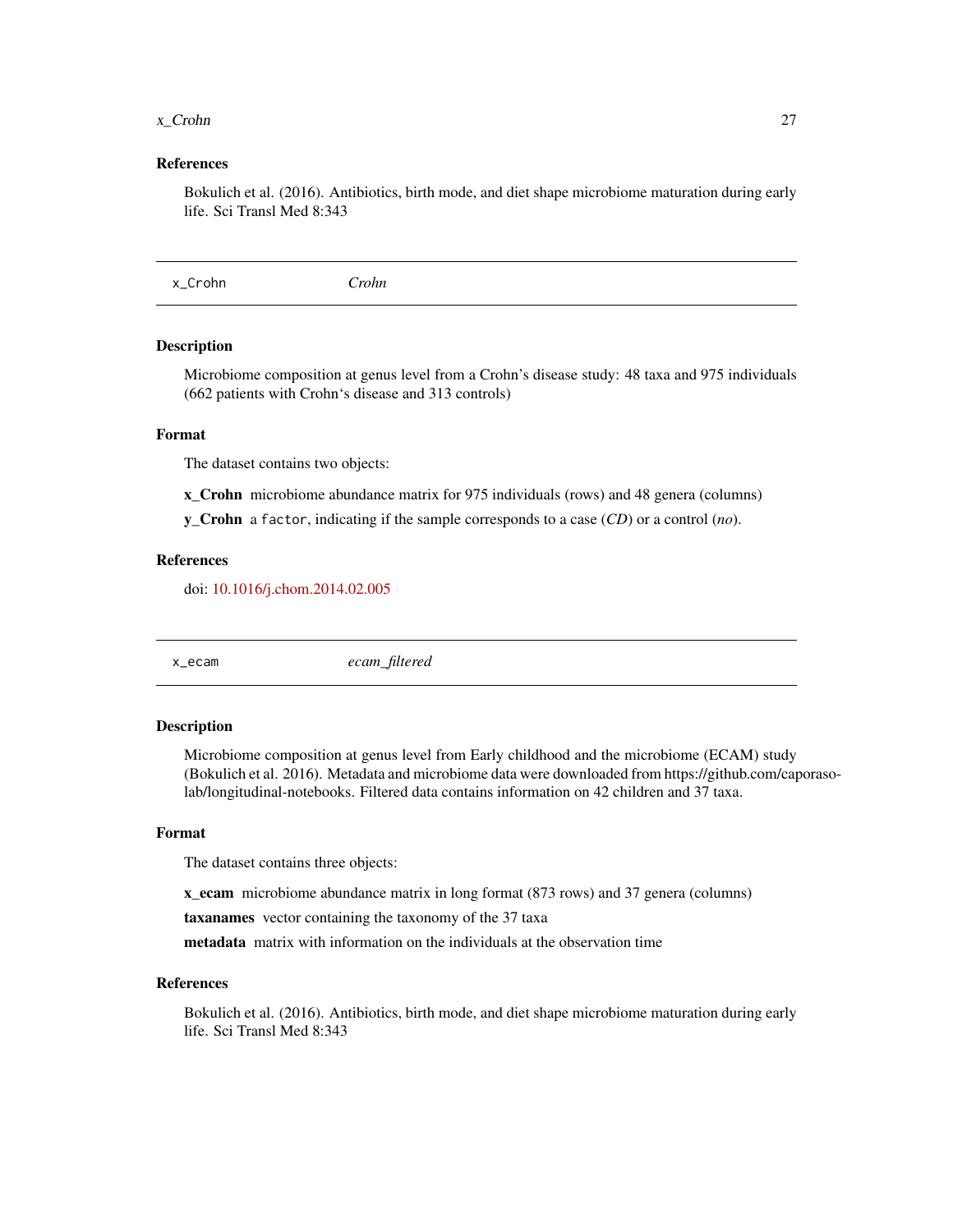### References

Bokulich et al. (2016). Antibiotics, birth mode, and diet shape microbiome maturation during early life. Sci Transl Med 8:343

## x_Crohn *Crohn*

### Description

Microbiome composition at genus level from a Crohn's disease study: 48 taxa and 975 individuals (662 patients with Crohn's disease and 313 controls)

### Format

The dataset contains two objects:

**x_Crohn** microbiome abundance matrix for 975 individuals (rows) and 48 genera (columns)

**y_Crohn** a `factor`, indicating if the sample corresponds to a case (*CD*) or a control (*no*).

### References

doi: 10.1016/j.chom.2014.02.005

## x_ecam *ecam_filtered*

### Description

Microbiome composition at genus level from Early childhood and the microbiome (ECAM) study (Bokulich et al. 2016). Metadata and microbiome data were downloaded from https://github.com/caporaso-lab/longitudinal-notebooks. Filtered data contains information on 42 children and 37 taxa.

### Format

The dataset contains three objects:

**x_ecam** microbiome abundance matrix in long format (873 rows) and 37 genera (columns)

**taxanames** vector containing the taxonomy of the 37 taxa

**metadata** matrix with information on the individuals at the observation time

### References

Bokulich et al. (2016). Antibiotics, birth mode, and diet shape microbiome maturation during early life. Sci Transl Med 8:343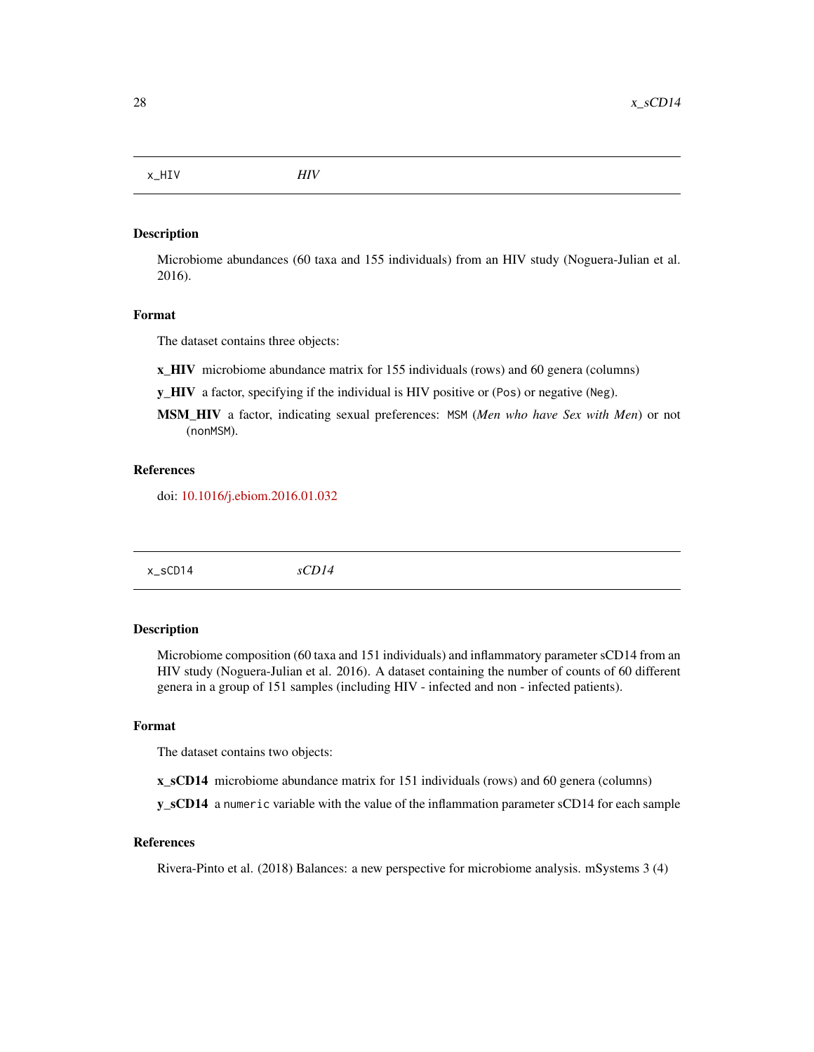## x_HIV *HIV*

### Description

Microbiome abundances (60 taxa and 155 individuals) from an HIV study (Noguera-Julian et al. 2016).

### Format

The dataset contains three objects:

**x_HIV** microbiome abundance matrix for 155 individuals (rows) and 60 genera (columns)

**y_HIV** a factor, specifying if the individual is HIV positive or (`Pos`) or negative (`Neg`).

**MSM_HIV** a factor, indicating sexual preferences: `MSM` (*Men who have Sex with Men*) or not (`nonMSM`).

### References

doi: 10.1016/j.ebiom.2016.01.032

## x_sCD14 *sCD14*

### Description

Microbiome composition (60 taxa and 151 individuals) and inflammatory parameter sCD14 from an HIV study (Noguera-Julian et al. 2016). A dataset containing the number of counts of 60 different genera in a group of 151 samples (including HIV - infected and non - infected patients).

### Format

The dataset contains two objects:

**x_sCD14** microbiome abundance matrix for 151 individuals (rows) and 60 genera (columns)

**y_sCD14** a `numeric` variable with the value of the inflammation parameter sCD14 for each sample

### References

Rivera-Pinto et al. (2018) Balances: a new perspective for microbiome analysis. mSystems 3 (4)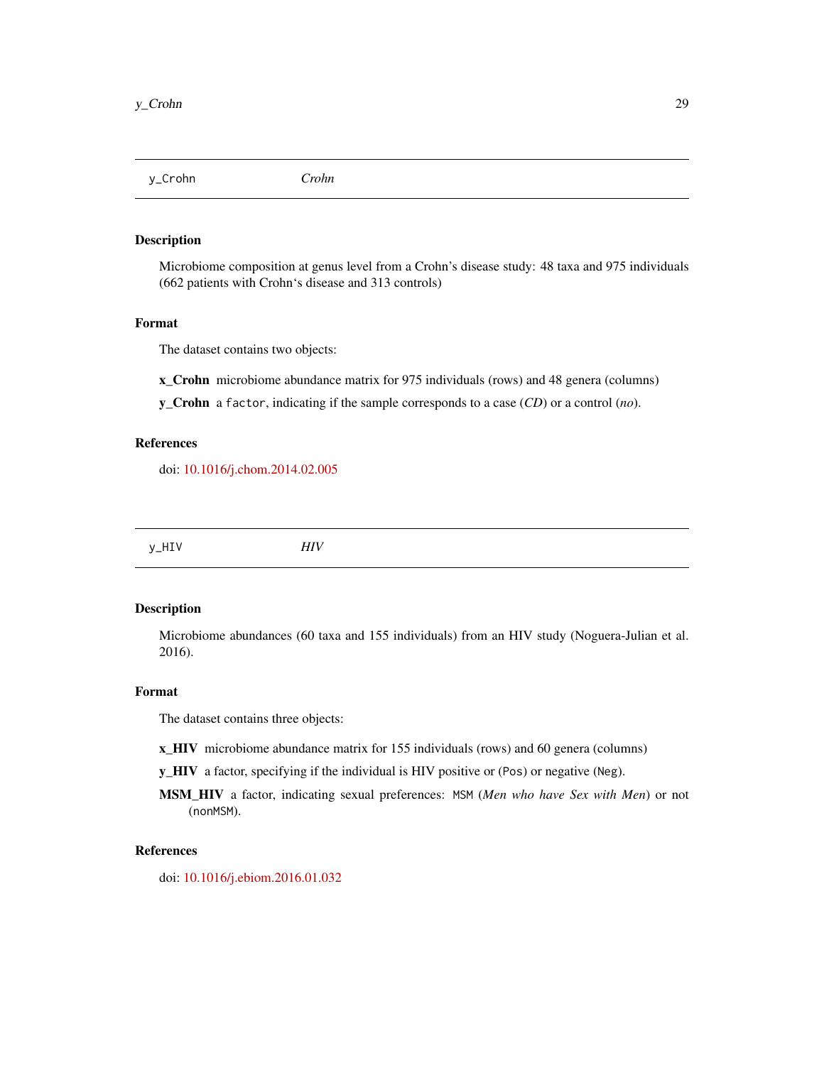## y_Crohn *Crohn*

### Description

Microbiome composition at genus level from a Crohn's disease study: 48 taxa and 975 individuals (662 patients with Crohn's disease and 313 controls)

### Format

The dataset contains two objects:

**x_Crohn** microbiome abundance matrix for 975 individuals (rows) and 48 genera (columns)

**y_Crohn** a `factor`, indicating if the sample corresponds to a case (*CD*) or a control (*no*).

### References

doi: 10.1016/j.chom.2014.02.005

## y_HIV *HIV*

### Description

Microbiome abundances (60 taxa and 155 individuals) from an HIV study (Noguera-Julian et al. 2016).

### Format

The dataset contains three objects:

**x_HIV** microbiome abundance matrix for 155 individuals (rows) and 60 genera (columns)

**y_HIV** a factor, specifying if the individual is HIV positive or (`Pos`) or negative (`Neg`).

**MSM_HIV** a factor, indicating sexual preferences: `MSM` (*Men who have Sex with Men*) or not (`nonMSM`).

### References

doi: 10.1016/j.ebiom.2016.01.032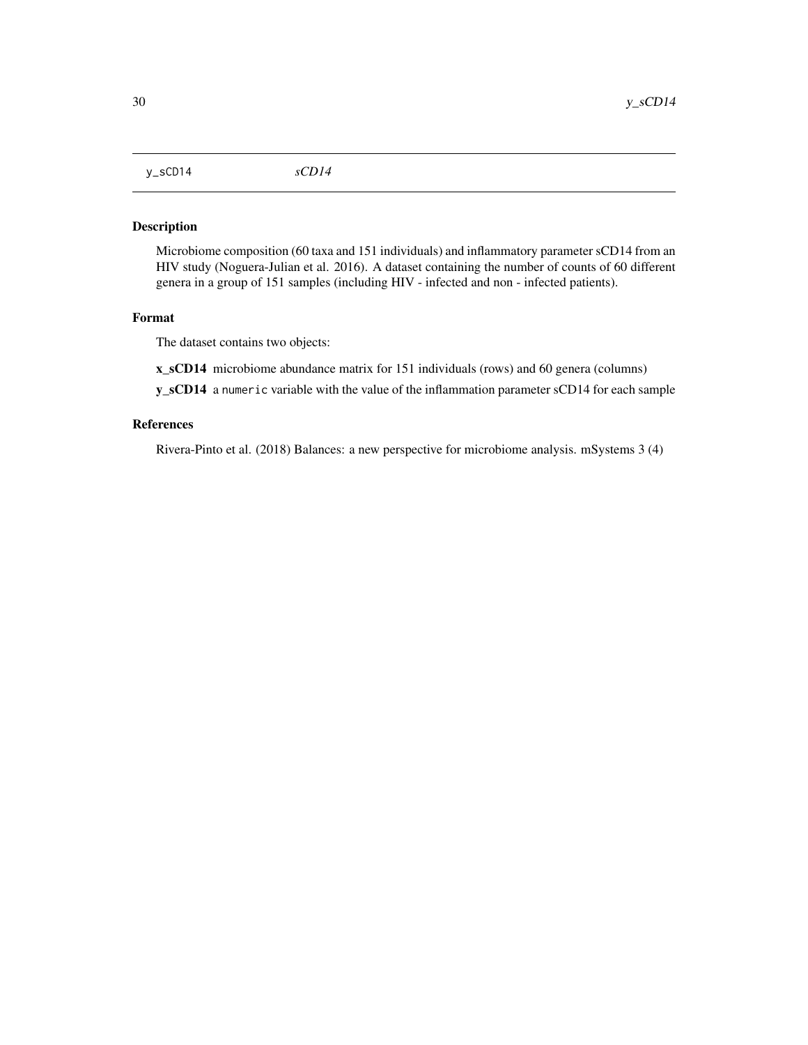`y_sCD14` *sCD14*

## Description

Microbiome composition (60 taxa and 151 individuals) and inflammatory parameter sCD14 from an HIV study (Noguera-Julian et al. 2016). A dataset containing the number of counts of 60 different genera in a group of 151 samples (including HIV - infected and non - infected patients).

## Format

The dataset contains two objects:

**x_sCD14** microbiome abundance matrix for 151 individuals (rows) and 60 genera (columns)

**y_sCD14** a `numeric` variable with the value of the inflammation parameter sCD14 for each sample

## References

Rivera-Pinto et al. (2018) Balances: a new perspective for microbiome analysis. mSystems 3 (4)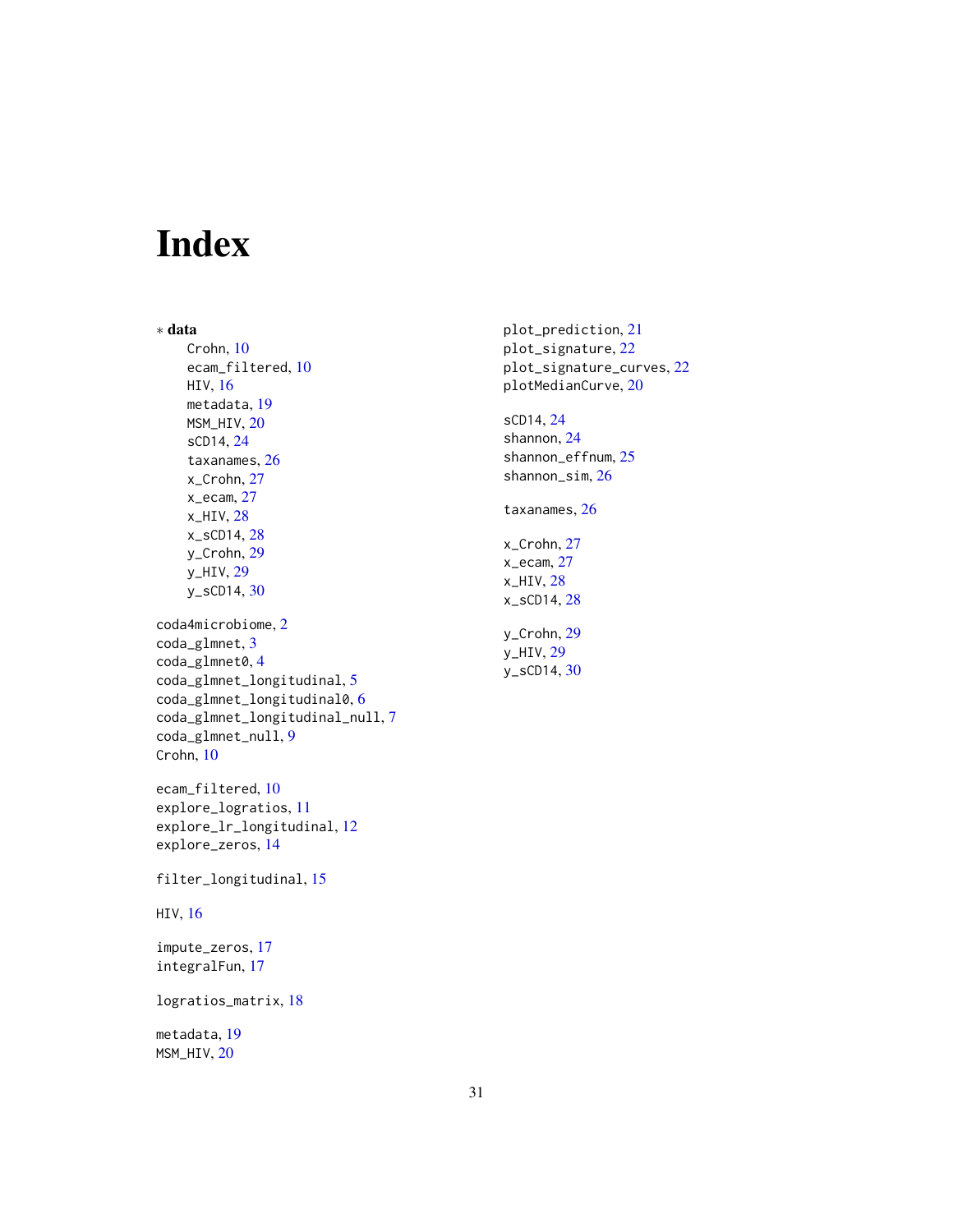# Index

∗ **data**

- Crohn, 10
- ecam_filtered, 10
- HIV, 16
- metadata, 19
- MSM_HIV, 20
- sCD14, 24
- taxanames, 26
- x_Crohn, 27
- x_ecam, 27
- x_HIV, 28
- x_sCD14, 28
- y_Crohn, 29
- y_HIV, 29
- y_sCD14, 30

coda4microbiome, 2
coda_glmnet, 3
coda_glmnet0, 4
coda_glmnet_longitudinal, 5
coda_glmnet_longitudinal0, 6
coda_glmnet_longitudinal_null, 7
coda_glmnet_null, 9
Crohn, 10

ecam_filtered, 10
explore_logratios, 11
explore_lr_longitudinal, 12
explore_zeros, 14

filter_longitudinal, 15

HIV, 16

impute_zeros, 17
integralFun, 17

logratios_matrix, 18

metadata, 19
MSM_HIV, 20

plot_prediction, 21
plot_signature, 22
plot_signature_curves, 22
plotMedianCurve, 20

sCD14, 24
shannon, 24
shannon_effnum, 25
shannon_sim, 26

taxanames, 26

x_Crohn, 27
x_ecam, 27
x_HIV, 28
x_sCD14, 28

y_Crohn, 29
y_HIV, 29
y_sCD14, 30